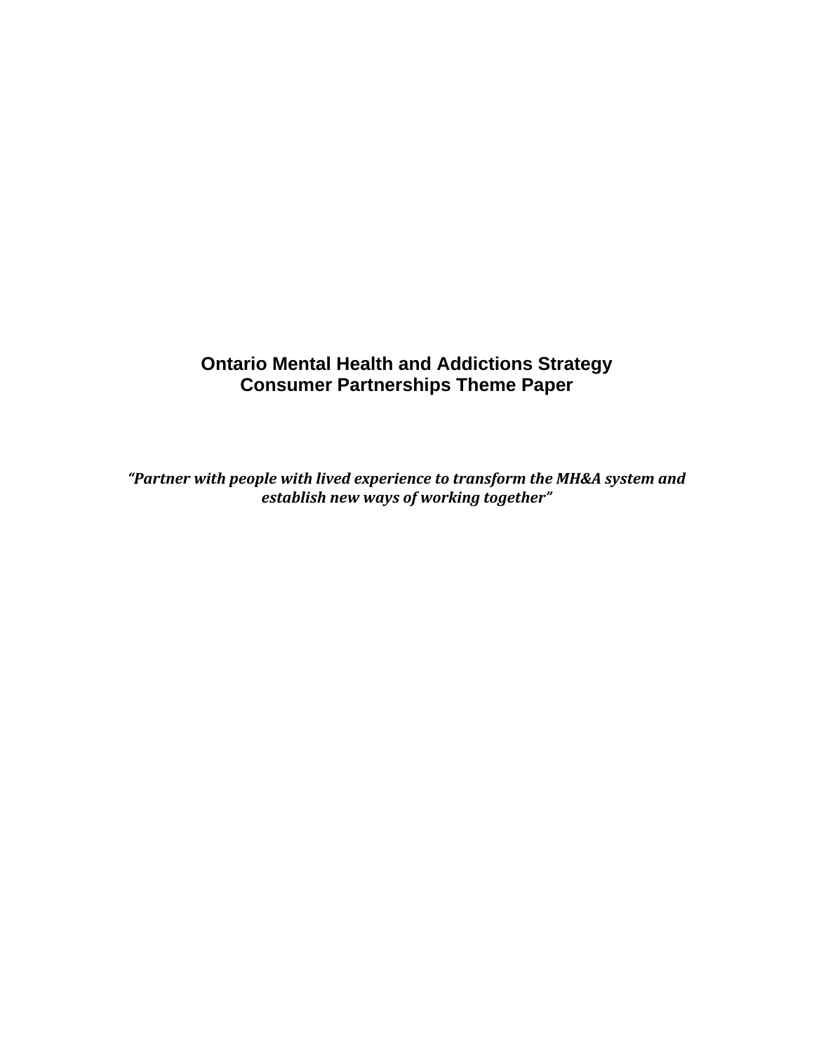# Ontario Mental Health and Addictions Strategy
# Consumer Partnerships Theme Paper

***"Partner with people with lived experience to transform the MH&A system and establish new ways of working together"***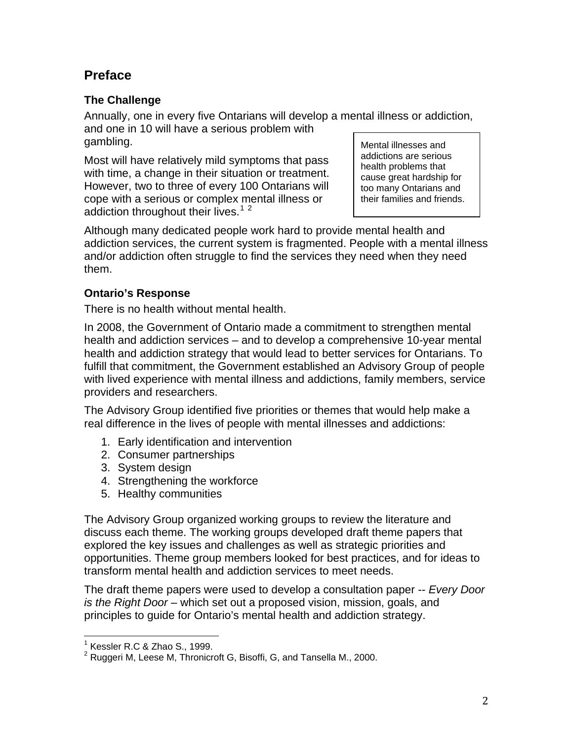## Preface

### The Challenge

Annually, one in every five Ontarians will develop a mental illness or addiction, and one in 10 will have a serious problem with gambling.

> Mental illnesses and addictions are serious health problems that cause great hardship for too many Ontarians and their families and friends.

Most will have relatively mild symptoms that pass with time, a change in their situation or treatment. However, two to three of every 100 Ontarians will cope with a serious or complex mental illness or addiction throughout their lives.[1] [2]

Although many dedicated people work hard to provide mental health and addiction services, the current system is fragmented. People with a mental illness and/or addiction often struggle to find the services they need when they need them.

### Ontario's Response

There is no health without mental health.

In 2008, the Government of Ontario made a commitment to strengthen mental health and addiction services – and to develop a comprehensive 10-year mental health and addiction strategy that would lead to better services for Ontarians. To fulfill that commitment, the Government established an Advisory Group of people with lived experience with mental illness and addictions, family members, service providers and researchers.

The Advisory Group identified five priorities or themes that would help make a real difference in the lives of people with mental illnesses and addictions:

1. Early identification and intervention
2. Consumer partnerships
3. System design
4. Strengthening the workforce
5. Healthy communities

The Advisory Group organized working groups to review the literature and discuss each theme. The working groups developed draft theme papers that explored the key issues and challenges as well as strategic priorities and opportunities. Theme group members looked for best practices, and for ideas to transform mental health and addiction services to meet needs.

The draft theme papers were used to develop a consultation paper -- *Every Door is the Right Door* – which set out a proposed vision, mission, goals, and principles to guide for Ontario's mental health and addiction strategy.

---

[1] Kessler R.C & Zhao S., 1999.

[2] Ruggeri M, Leese M, Thronicroft G, Bisoffi, G, and Tansella M., 2000.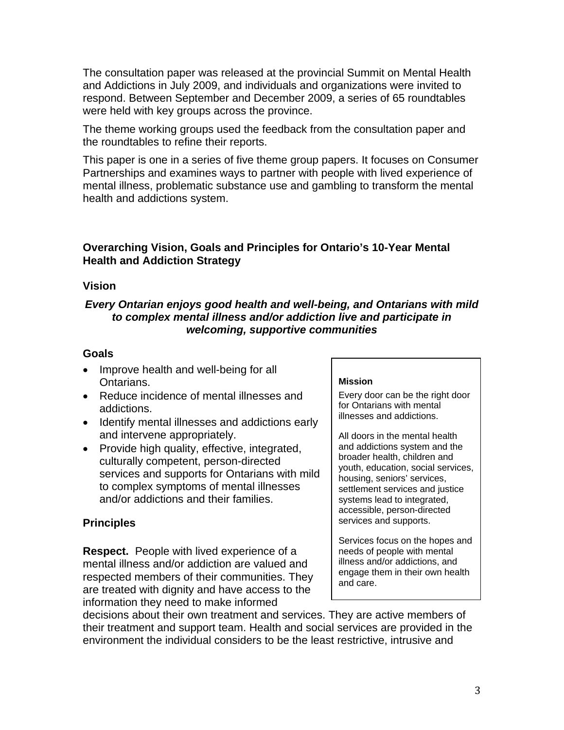The consultation paper was released at the provincial Summit on Mental Health and Addictions in July 2009, and individuals and organizations were invited to respond. Between September and December 2009, a series of 65 roundtables were held with key groups across the province.

The theme working groups used the feedback from the consultation paper and the roundtables to refine their reports.

This paper is one in a series of five theme group papers. It focuses on Consumer Partnerships and examines ways to partner with people with lived experience of mental illness, problematic substance use and gambling to transform the mental health and addictions system.

## Overarching Vision, Goals and Principles for Ontario's 10-Year Mental Health and Addiction Strategy

### Vision

***Every Ontarian enjoys good health and well-being, and Ontarians with mild to complex mental illness and/or addiction live and participate in welcoming, supportive communities***

### Goals

- Improve health and well-being for all Ontarians.
- Reduce incidence of mental illnesses and addictions.
- Identify mental illnesses and addictions early and intervene appropriately.
- Provide high quality, effective, integrated, culturally competent, person-directed services and supports for Ontarians with mild to complex symptoms of mental illnesses and/or addictions and their families.

> **Mission**
>
> Every door can be the right door for Ontarians with mental illnesses and addictions.
>
> All doors in the mental health and addictions system and the broader health, children and youth, education, social services, housing, seniors' services, settlement services and justice systems lead to integrated, accessible, person-directed services and supports.
>
> Services focus on the hopes and needs of people with mental illness and/or addictions, and engage them in their own health and care.

### Principles

**Respect.** People with lived experience of a mental illness and/or addiction are valued and respected members of their communities. They are treated with dignity and have access to the information they need to make informed decisions about their own treatment and services. They are active members of their treatment and support team. Health and social services are provided in the environment the individual considers to be the least restrictive, intrusive and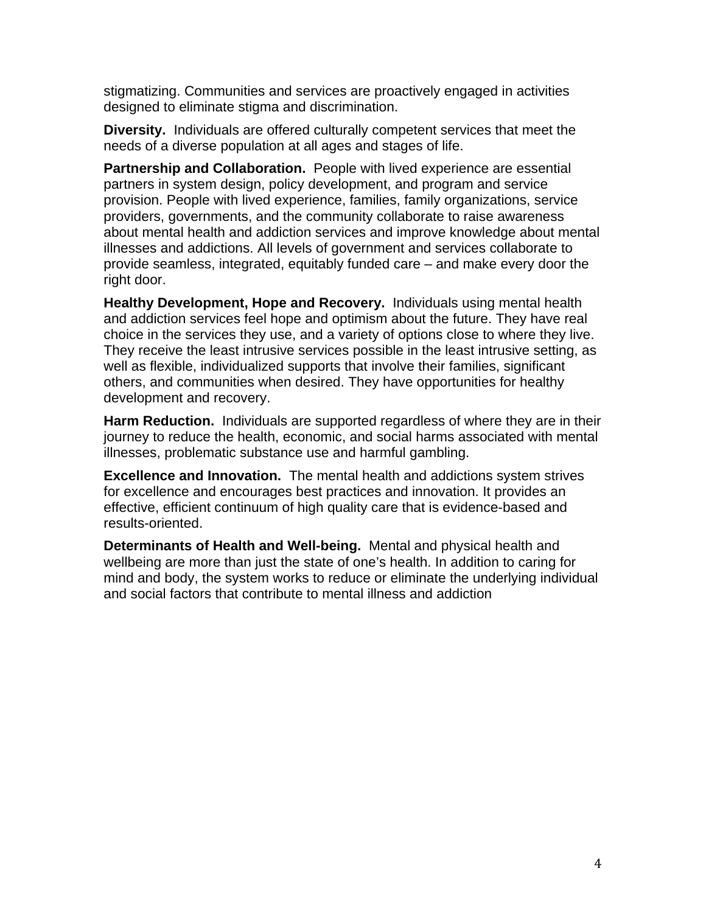stigmatizing. Communities and services are proactively engaged in activities designed to eliminate stigma and discrimination.

**Diversity.** Individuals are offered culturally competent services that meet the needs of a diverse population at all ages and stages of life.

**Partnership and Collaboration.** People with lived experience are essential partners in system design, policy development, and program and service provision. People with lived experience, families, family organizations, service providers, governments, and the community collaborate to raise awareness about mental health and addiction services and improve knowledge about mental illnesses and addictions. All levels of government and services collaborate to provide seamless, integrated, equitably funded care – and make every door the right door.

**Healthy Development, Hope and Recovery.** Individuals using mental health and addiction services feel hope and optimism about the future. They have real choice in the services they use, and a variety of options close to where they live. They receive the least intrusive services possible in the least intrusive setting, as well as flexible, individualized supports that involve their families, significant others, and communities when desired. They have opportunities for healthy development and recovery.

**Harm Reduction.** Individuals are supported regardless of where they are in their journey to reduce the health, economic, and social harms associated with mental illnesses, problematic substance use and harmful gambling.

**Excellence and Innovation.** The mental health and addictions system strives for excellence and encourages best practices and innovation. It provides an effective, efficient continuum of high quality care that is evidence-based and results-oriented.

**Determinants of Health and Well-being.** Mental and physical health and wellbeing are more than just the state of one's health. In addition to caring for mind and body, the system works to reduce or eliminate the underlying individual and social factors that contribute to mental illness and addiction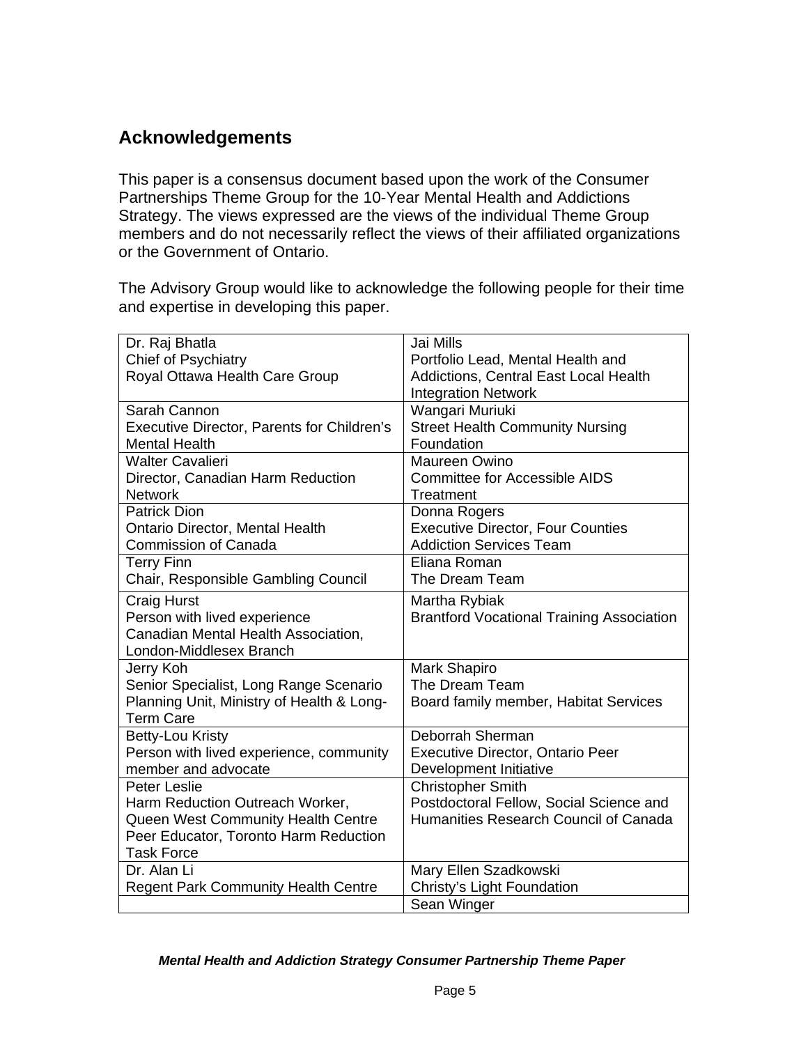## Acknowledgements

This paper is a consensus document based upon the work of the Consumer Partnerships Theme Group for the 10-Year Mental Health and Addictions Strategy. The views expressed are the views of the individual Theme Group members and do not necessarily reflect the views of their affiliated organizations or the Government of Ontario.

The Advisory Group would like to acknowledge the following people for their time and expertise in developing this paper.

| | |
|---|---|
| Dr. Raj Bhatla<br>Chief of Psychiatry<br>Royal Ottawa Health Care Group | Jai Mills<br>Portfolio Lead, Mental Health and Addictions, Central East Local Health Integration Network |
| Sarah Cannon<br>Executive Director, Parents for Children's Mental Health | Wangari Muriuki<br>Street Health Community Nursing Foundation |
| Walter Cavalieri<br>Director, Canadian Harm Reduction Network | Maureen Owino<br>Committee for Accessible AIDS Treatment |
| Patrick Dion<br>Ontario Director, Mental Health Commission of Canada | Donna Rogers<br>Executive Director, Four Counties Addiction Services Team |
| Terry Finn<br>Chair, Responsible Gambling Council | Eliana Roman<br>The Dream Team |
| Craig Hurst<br>Person with lived experience<br>Canadian Mental Health Association, London-Middlesex Branch | Martha Rybiak<br>Brantford Vocational Training Association |
| Jerry Koh<br>Senior Specialist, Long Range Scenario Planning Unit, Ministry of Health & Long-Term Care | Mark Shapiro<br>The Dream Team<br>Board family member, Habitat Services |
| Betty-Lou Kristy<br>Person with lived experience, community member and advocate | Deborrah Sherman<br>Executive Director, Ontario Peer Development Initiative |
| Peter Leslie<br>Harm Reduction Outreach Worker, Queen West Community Health Centre<br>Peer Educator, Toronto Harm Reduction Task Force | Christopher Smith<br>Postdoctoral Fellow, Social Science and Humanities Research Council of Canada |
| Dr. Alan Li<br>Regent Park Community Health Centre | Mary Ellen Szadkowski<br>Christy's Light Foundation |
| | Sean Winger |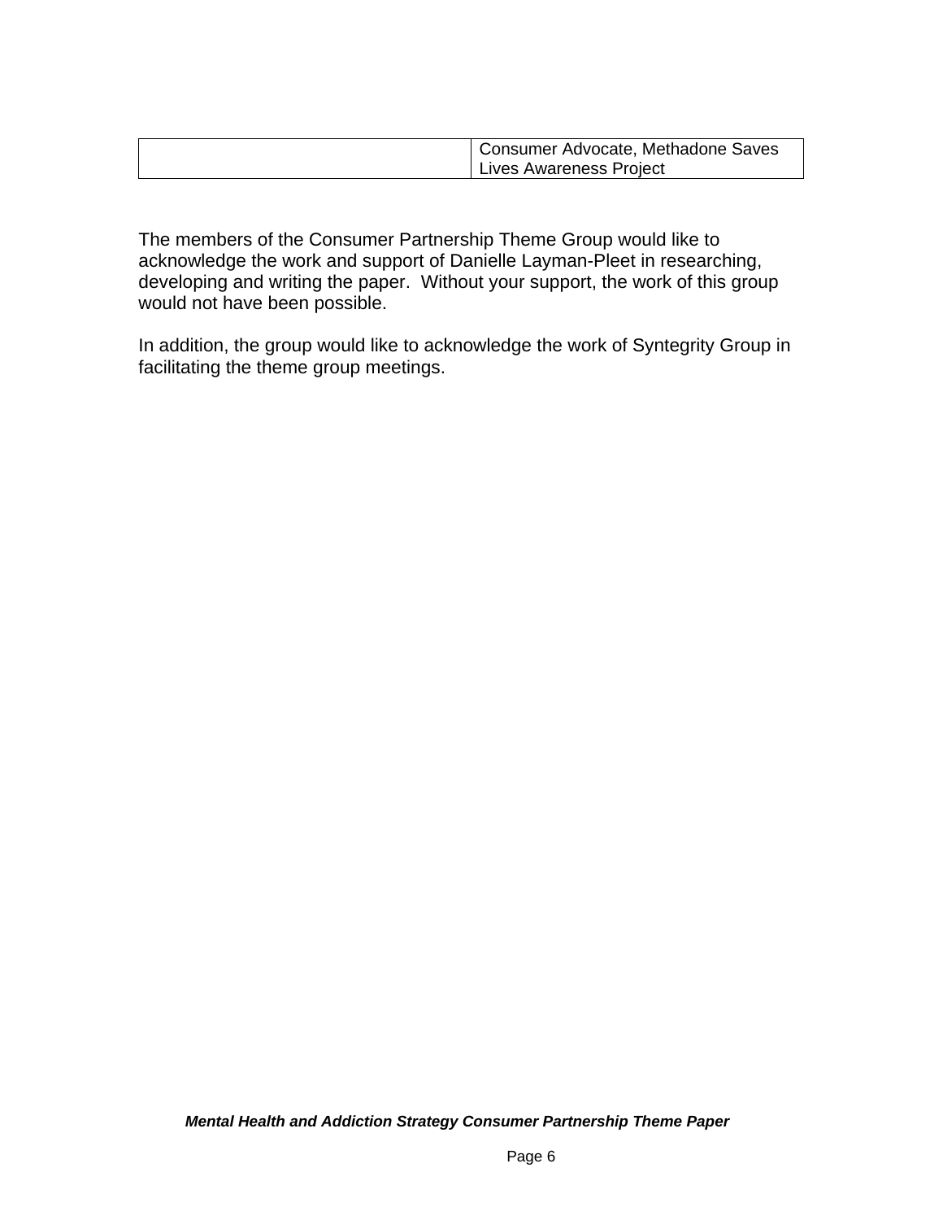|  | Consumer Advocate, Methadone Saves Lives Awareness Project |
|---|---|

The members of the Consumer Partnership Theme Group would like to acknowledge the work and support of Danielle Layman-Pleet in researching, developing and writing the paper. Without your support, the work of this group would not have been possible.

In addition, the group would like to acknowledge the work of Syntegrity Group in facilitating the theme group meetings.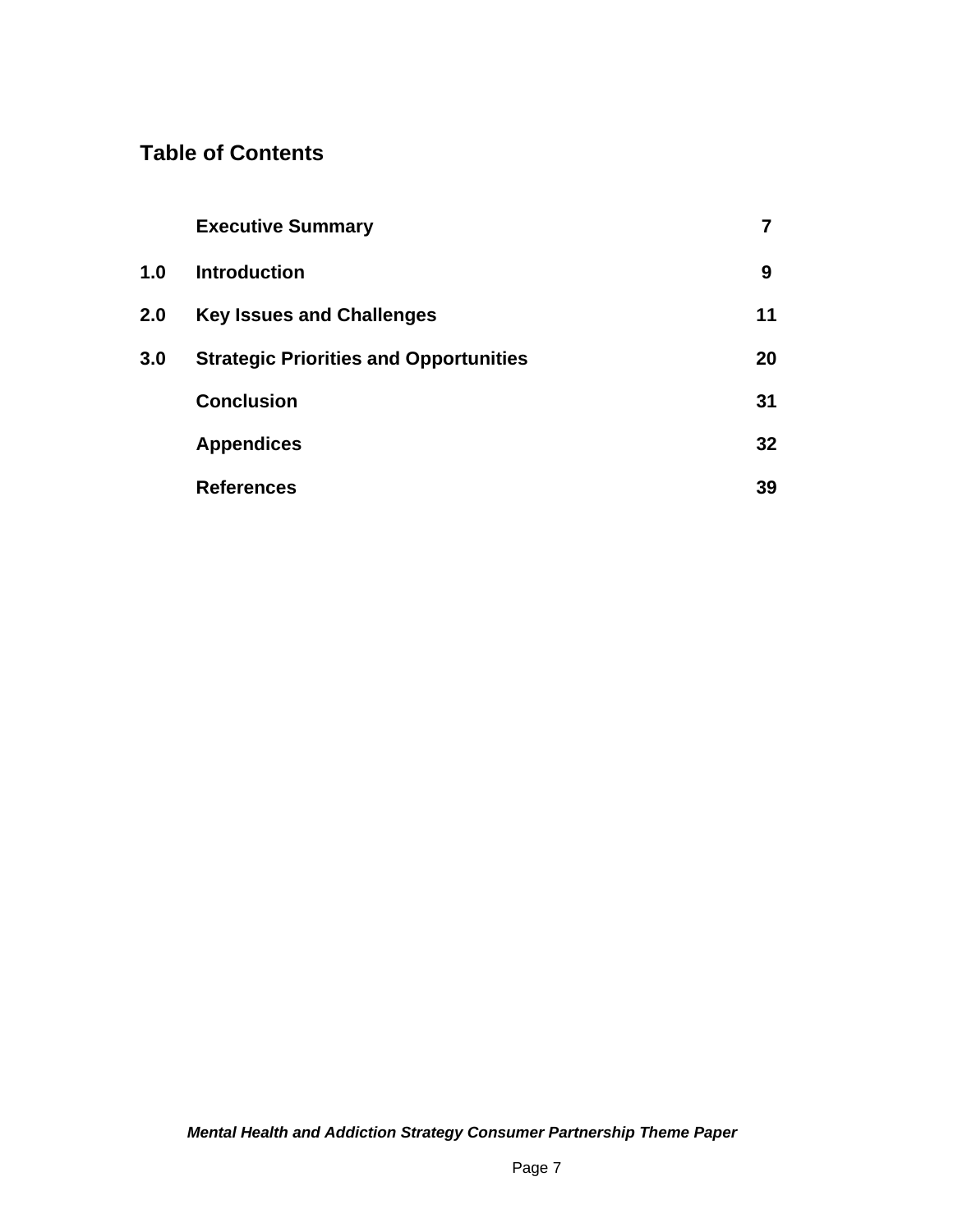## Table of Contents

| | | |
|---|---|---|
| | **Executive Summary** | **7** |
| **1.0** | **Introduction** | **9** |
| **2.0** | **Key Issues and Challenges** | **11** |
| **3.0** | **Strategic Priorities and Opportunities** | **20** |
| | **Conclusion** | **31** |
| | **Appendices** | **32** |
| | **References** | **39** |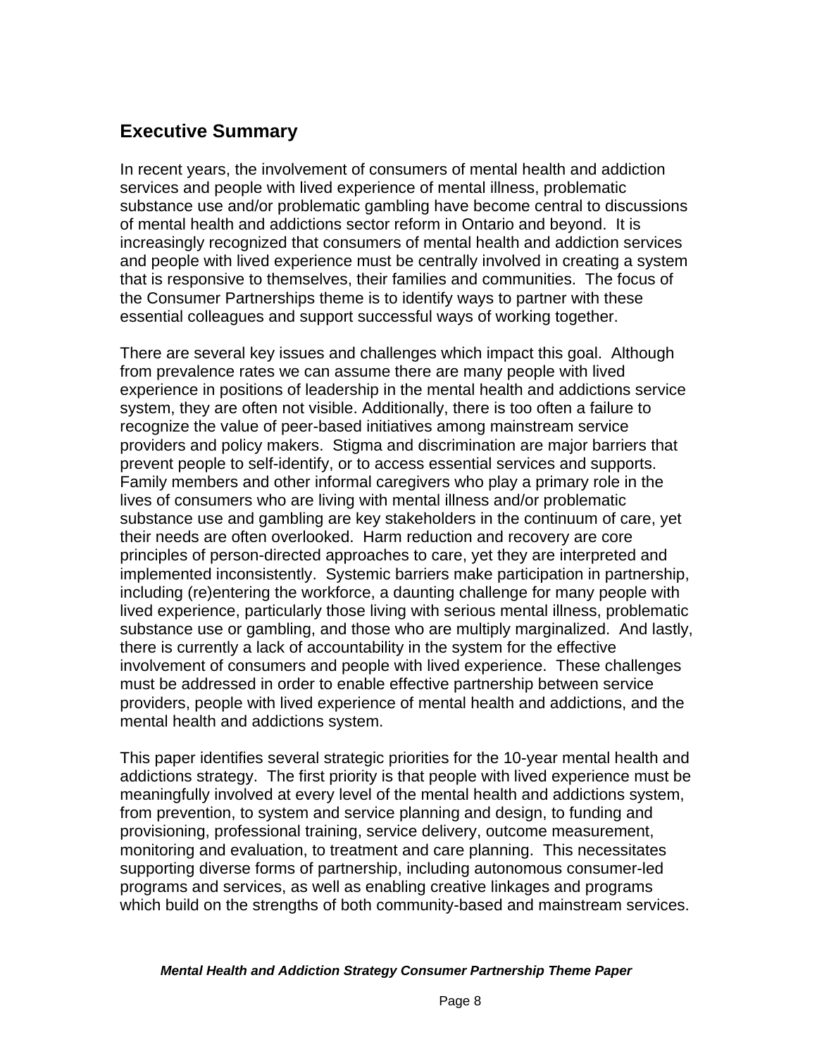## Executive Summary

In recent years, the involvement of consumers of mental health and addiction services and people with lived experience of mental illness, problematic substance use and/or problematic gambling have become central to discussions of mental health and addictions sector reform in Ontario and beyond. It is increasingly recognized that consumers of mental health and addiction services and people with lived experience must be centrally involved in creating a system that is responsive to themselves, their families and communities. The focus of the Consumer Partnerships theme is to identify ways to partner with these essential colleagues and support successful ways of working together.

There are several key issues and challenges which impact this goal. Although from prevalence rates we can assume there are many people with lived experience in positions of leadership in the mental health and addictions service system, they are often not visible. Additionally, there is too often a failure to recognize the value of peer-based initiatives among mainstream service providers and policy makers. Stigma and discrimination are major barriers that prevent people to self-identify, or to access essential services and supports. Family members and other informal caregivers who play a primary role in the lives of consumers who are living with mental illness and/or problematic substance use and gambling are key stakeholders in the continuum of care, yet their needs are often overlooked. Harm reduction and recovery are core principles of person-directed approaches to care, yet they are interpreted and implemented inconsistently. Systemic barriers make participation in partnership, including (re)entering the workforce, a daunting challenge for many people with lived experience, particularly those living with serious mental illness, problematic substance use or gambling, and those who are multiply marginalized. And lastly, there is currently a lack of accountability in the system for the effective involvement of consumers and people with lived experience. These challenges must be addressed in order to enable effective partnership between service providers, people with lived experience of mental health and addictions, and the mental health and addictions system.

This paper identifies several strategic priorities for the 10-year mental health and addictions strategy. The first priority is that people with lived experience must be meaningfully involved at every level of the mental health and addictions system, from prevention, to system and service planning and design, to funding and provisioning, professional training, service delivery, outcome measurement, monitoring and evaluation, to treatment and care planning. This necessitates supporting diverse forms of partnership, including autonomous consumer-led programs and services, as well as enabling creative linkages and programs which build on the strengths of both community-based and mainstream services.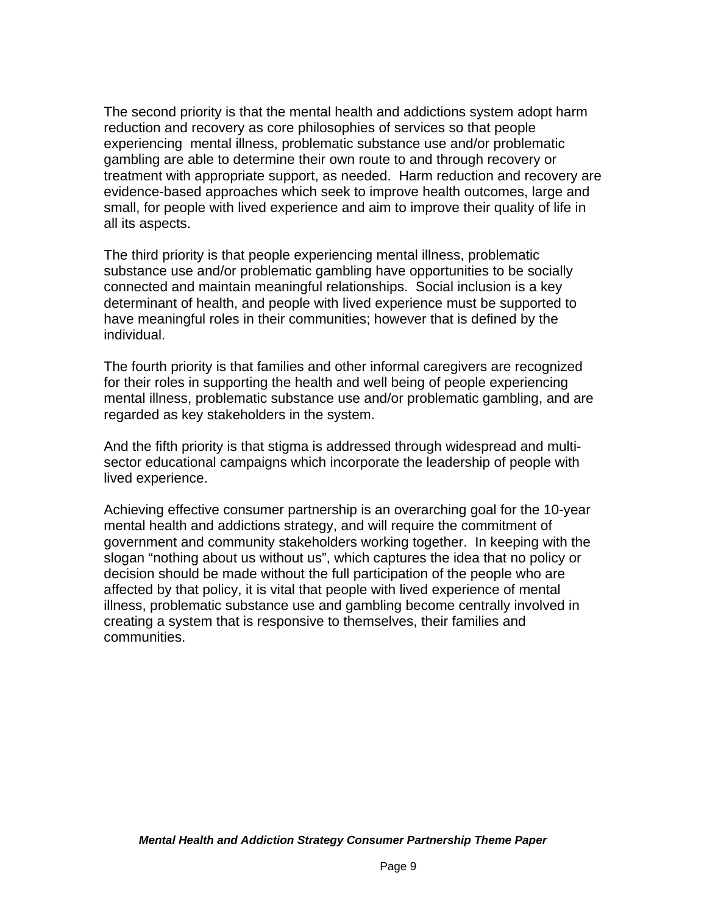The second priority is that the mental health and addictions system adopt harm reduction and recovery as core philosophies of services so that people experiencing mental illness, problematic substance use and/or problematic gambling are able to determine their own route to and through recovery or treatment with appropriate support, as needed. Harm reduction and recovery are evidence-based approaches which seek to improve health outcomes, large and small, for people with lived experience and aim to improve their quality of life in all its aspects.

The third priority is that people experiencing mental illness, problematic substance use and/or problematic gambling have opportunities to be socially connected and maintain meaningful relationships. Social inclusion is a key determinant of health, and people with lived experience must be supported to have meaningful roles in their communities; however that is defined by the individual.

The fourth priority is that families and other informal caregivers are recognized for their roles in supporting the health and well being of people experiencing mental illness, problematic substance use and/or problematic gambling, and are regarded as key stakeholders in the system.

And the fifth priority is that stigma is addressed through widespread and multi-sector educational campaigns which incorporate the leadership of people with lived experience.

Achieving effective consumer partnership is an overarching goal for the 10-year mental health and addictions strategy, and will require the commitment of government and community stakeholders working together. In keeping with the slogan "nothing about us without us", which captures the idea that no policy or decision should be made without the full participation of the people who are affected by that policy, it is vital that people with lived experience of mental illness, problematic substance use and gambling become centrally involved in creating a system that is responsive to themselves, their families and communities.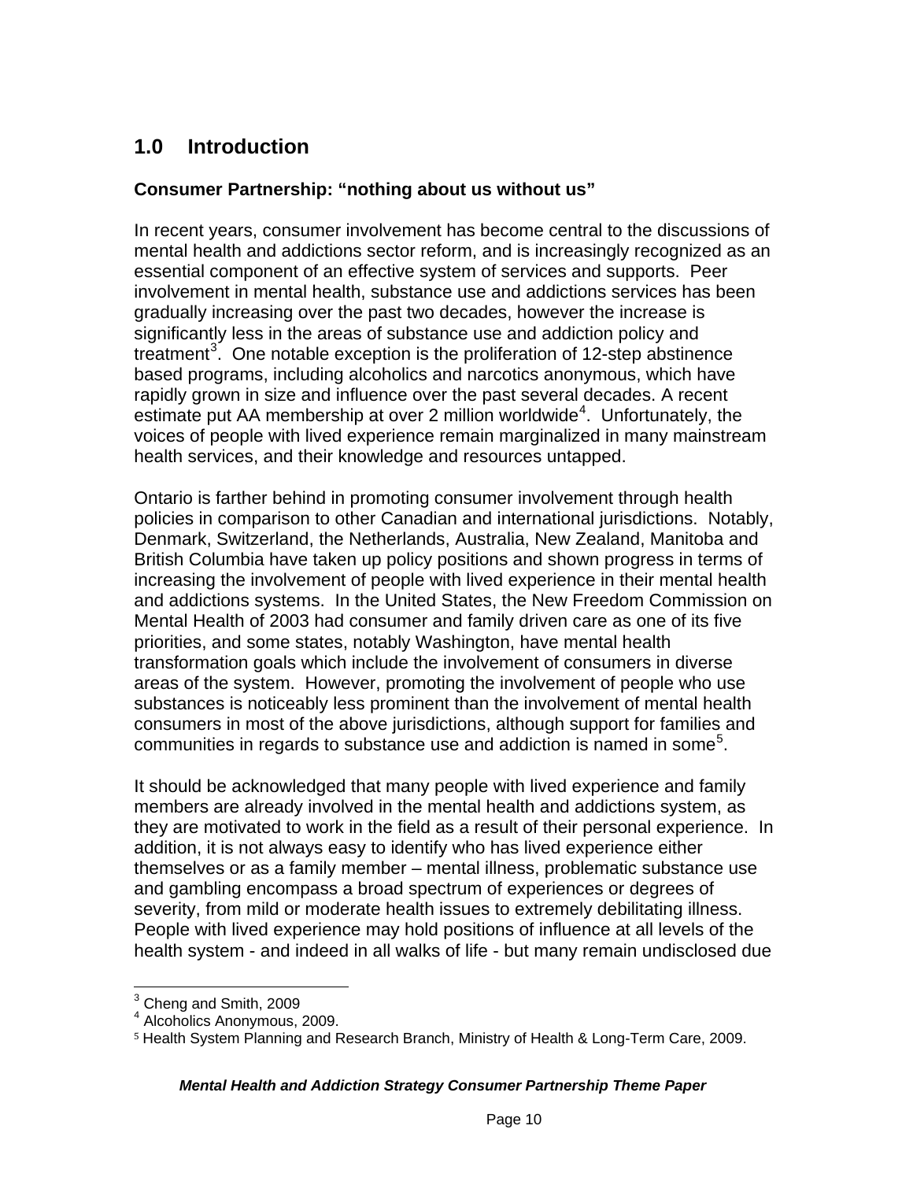## 1.0 Introduction

### Consumer Partnership: "nothing about us without us"

In recent years, consumer involvement has become central to the discussions of mental health and addictions sector reform, and is increasingly recognized as an essential component of an effective system of services and supports. Peer involvement in mental health, substance use and addictions services has been gradually increasing over the past two decades, however the increase is significantly less in the areas of substance use and addiction policy and treatment[3]. One notable exception is the proliferation of 12-step abstinence based programs, including alcoholics and narcotics anonymous, which have rapidly grown in size and influence over the past several decades. A recent estimate put AA membership at over 2 million worldwide[4]. Unfortunately, the voices of people with lived experience remain marginalized in many mainstream health services, and their knowledge and resources untapped.

Ontario is farther behind in promoting consumer involvement through health policies in comparison to other Canadian and international jurisdictions. Notably, Denmark, Switzerland, the Netherlands, Australia, New Zealand, Manitoba and British Columbia have taken up policy positions and shown progress in terms of increasing the involvement of people with lived experience in their mental health and addictions systems. In the United States, the New Freedom Commission on Mental Health of 2003 had consumer and family driven care as one of its five priorities, and some states, notably Washington, have mental health transformation goals which include the involvement of consumers in diverse areas of the system. However, promoting the involvement of people who use substances is noticeably less prominent than the involvement of mental health consumers in most of the above jurisdictions, although support for families and communities in regards to substance use and addiction is named in some[5].

It should be acknowledged that many people with lived experience and family members are already involved in the mental health and addictions system, as they are motivated to work in the field as a result of their personal experience. In addition, it is not always easy to identify who has lived experience either themselves or as a family member – mental illness, problematic substance use and gambling encompass a broad spectrum of experiences or degrees of severity, from mild or moderate health issues to extremely debilitating illness. People with lived experience may hold positions of influence at all levels of the health system - and indeed in all walks of life - but many remain undisclosed due

---

[3] Cheng and Smith, 2009
[4] Alcoholics Anonymous, 2009.
[5] Health System Planning and Research Branch, Ministry of Health & Long-Term Care, 2009.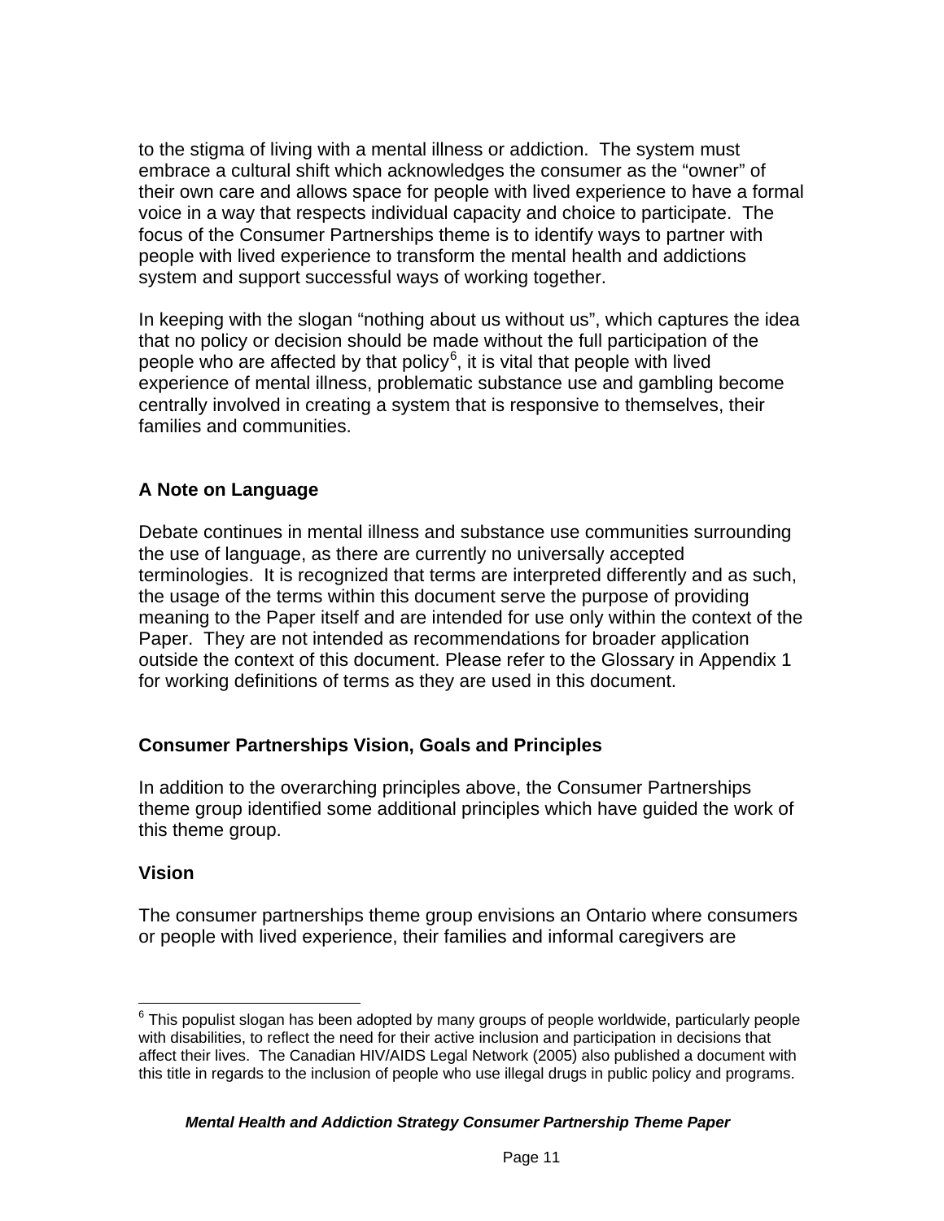to the stigma of living with a mental illness or addiction. The system must embrace a cultural shift which acknowledges the consumer as the "owner" of their own care and allows space for people with lived experience to have a formal voice in a way that respects individual capacity and choice to participate. The focus of the Consumer Partnerships theme is to identify ways to partner with people with lived experience to transform the mental health and addictions system and support successful ways of working together.

In keeping with the slogan "nothing about us without us", which captures the idea that no policy or decision should be made without the full participation of the people who are affected by that policy[6], it is vital that people with lived experience of mental illness, problematic substance use and gambling become centrally involved in creating a system that is responsive to themselves, their families and communities.

## A Note on Language

Debate continues in mental illness and substance use communities surrounding the use of language, as there are currently no universally accepted terminologies. It is recognized that terms are interpreted differently and as such, the usage of the terms within this document serve the purpose of providing meaning to the Paper itself and are intended for use only within the context of the Paper. They are not intended as recommendations for broader application outside the context of this document. Please refer to the Glossary in Appendix 1 for working definitions of terms as they are used in this document.

## Consumer Partnerships Vision, Goals and Principles

In addition to the overarching principles above, the Consumer Partnerships theme group identified some additional principles which have guided the work of this theme group.

### Vision

The consumer partnerships theme group envisions an Ontario where consumers or people with lived experience, their families and informal caregivers are

---

[6] This populist slogan has been adopted by many groups of people worldwide, particularly people with disabilities, to reflect the need for their active inclusion and participation in decisions that affect their lives. The Canadian HIV/AIDS Legal Network (2005) also published a document with this title in regards to the inclusion of people who use illegal drugs in public policy and programs.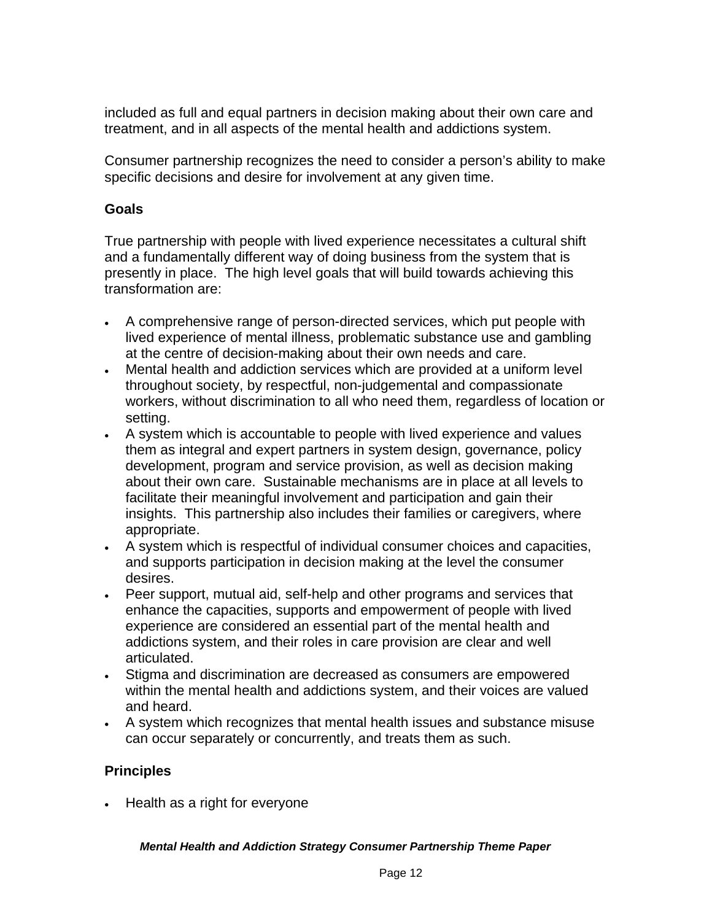included as full and equal partners in decision making about their own care and treatment, and in all aspects of the mental health and addictions system.

Consumer partnership recognizes the need to consider a person's ability to make specific decisions and desire for involvement at any given time.

### Goals

True partnership with people with lived experience necessitates a cultural shift and a fundamentally different way of doing business from the system that is presently in place. The high level goals that will build towards achieving this transformation are:

- A comprehensive range of person-directed services, which put people with lived experience of mental illness, problematic substance use and gambling at the centre of decision-making about their own needs and care.
- Mental health and addiction services which are provided at a uniform level throughout society, by respectful, non-judgemental and compassionate workers, without discrimination to all who need them, regardless of location or setting.
- A system which is accountable to people with lived experience and values them as integral and expert partners in system design, governance, policy development, program and service provision, as well as decision making about their own care. Sustainable mechanisms are in place at all levels to facilitate their meaningful involvement and participation and gain their insights. This partnership also includes their families or caregivers, where appropriate.
- A system which is respectful of individual consumer choices and capacities, and supports participation in decision making at the level the consumer desires.
- Peer support, mutual aid, self-help and other programs and services that enhance the capacities, supports and empowerment of people with lived experience are considered an essential part of the mental health and addictions system, and their roles in care provision are clear and well articulated.
- Stigma and discrimination are decreased as consumers are empowered within the mental health and addictions system, and their voices are valued and heard.
- A system which recognizes that mental health issues and substance misuse can occur separately or concurrently, and treats them as such.

### Principles

- Health as a right for everyone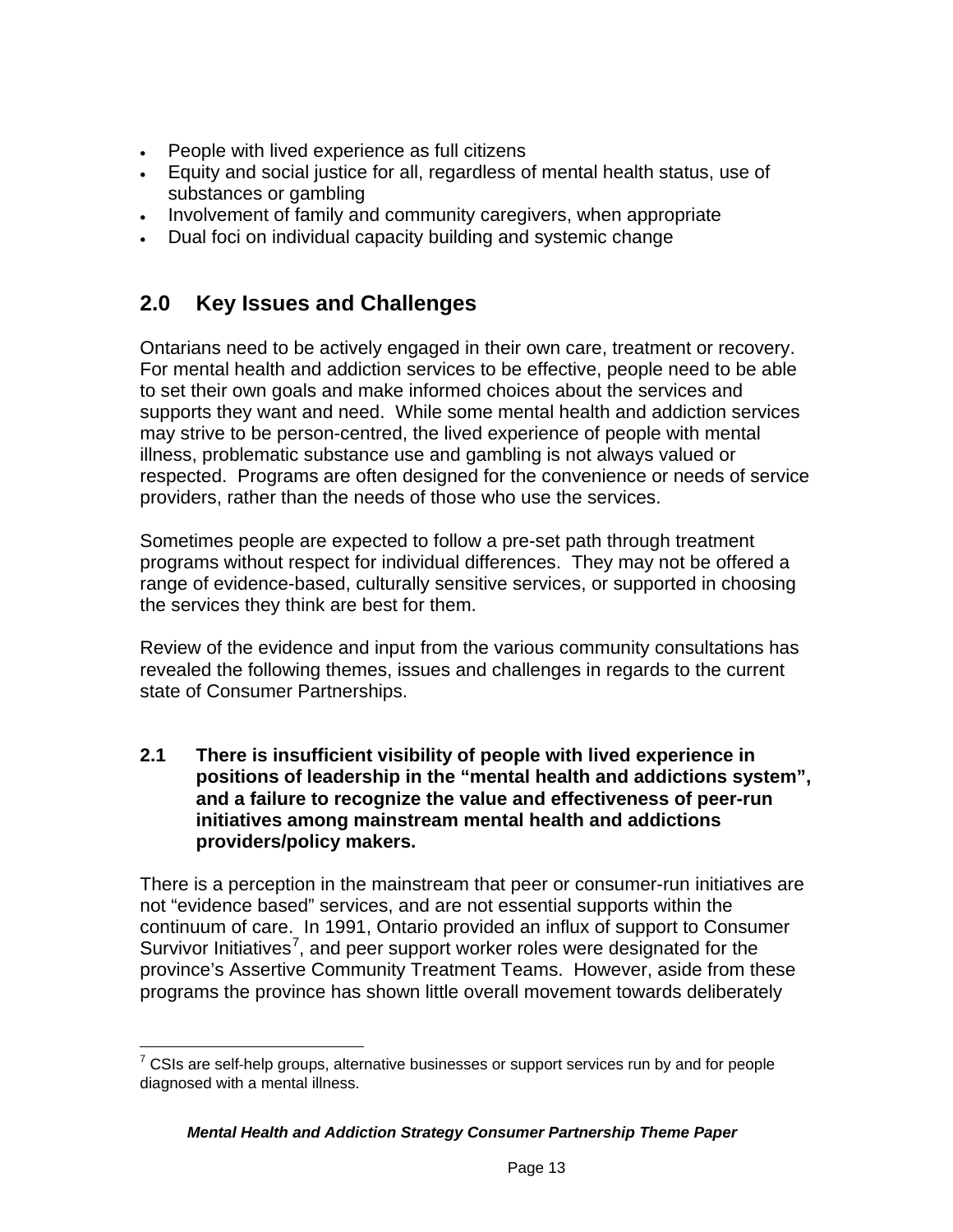- People with lived experience as full citizens
- Equity and social justice for all, regardless of mental health status, use of substances or gambling
- Involvement of family and community caregivers, when appropriate
- Dual foci on individual capacity building and systemic change

## 2.0 Key Issues and Challenges

Ontarians need to be actively engaged in their own care, treatment or recovery. For mental health and addiction services to be effective, people need to be able to set their own goals and make informed choices about the services and supports they want and need. While some mental health and addiction services may strive to be person-centred, the lived experience of people with mental illness, problematic substance use and gambling is not always valued or respected. Programs are often designed for the convenience or needs of service providers, rather than the needs of those who use the services.

Sometimes people are expected to follow a pre-set path through treatment programs without respect for individual differences. They may not be offered a range of evidence-based, culturally sensitive services, or supported in choosing the services they think are best for them.

Review of the evidence and input from the various community consultations has revealed the following themes, issues and challenges in regards to the current state of Consumer Partnerships.

### 2.1 There is insufficient visibility of people with lived experience in positions of leadership in the "mental health and addictions system", and a failure to recognize the value and effectiveness of peer-run initiatives among mainstream mental health and addictions providers/policy makers.

There is a perception in the mainstream that peer or consumer-run initiatives are not "evidence based" services, and are not essential supports within the continuum of care. In 1991, Ontario provided an influx of support to Consumer Survivor Initiatives[7], and peer support worker roles were designated for the province's Assertive Community Treatment Teams. However, aside from these programs the province has shown little overall movement towards deliberately

[7] CSIs are self-help groups, alternative businesses or support services run by and for people diagnosed with a mental illness.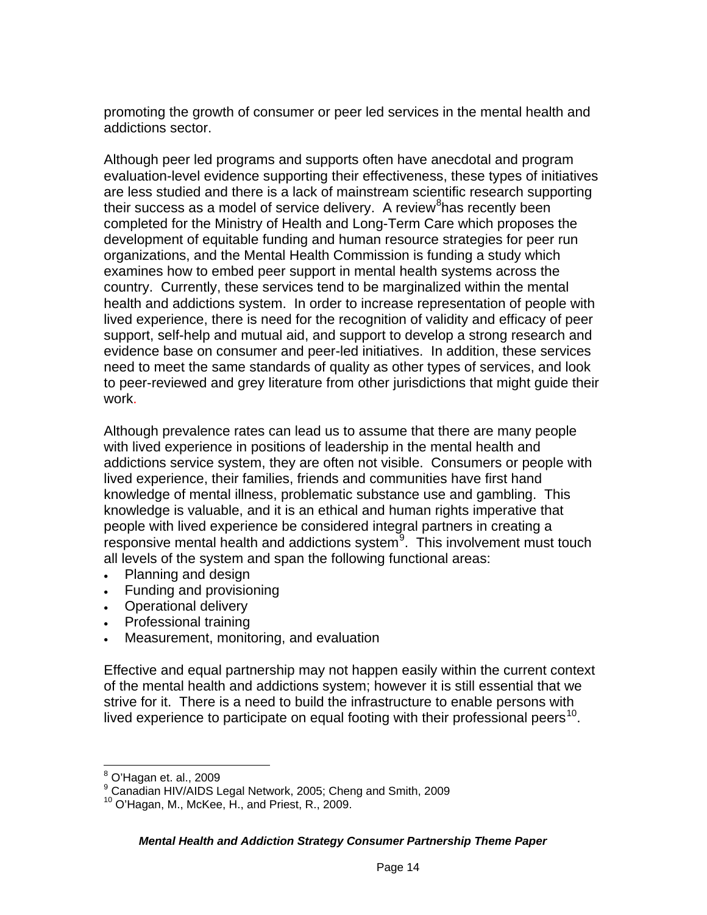promoting the growth of consumer or peer led services in the mental health and addictions sector.

Although peer led programs and supports often have anecdotal and program evaluation-level evidence supporting their effectiveness, these types of initiatives are less studied and there is a lack of mainstream scientific research supporting their success as a model of service delivery. A review[8]has recently been completed for the Ministry of Health and Long-Term Care which proposes the development of equitable funding and human resource strategies for peer run organizations, and the Mental Health Commission is funding a study which examines how to embed peer support in mental health systems across the country. Currently, these services tend to be marginalized within the mental health and addictions system. In order to increase representation of people with lived experience, there is need for the recognition of validity and efficacy of peer support, self-help and mutual aid, and support to develop a strong research and evidence base on consumer and peer-led initiatives. In addition, these services need to meet the same standards of quality as other types of services, and look to peer-reviewed and grey literature from other jurisdictions that might guide their work.

Although prevalence rates can lead us to assume that there are many people with lived experience in positions of leadership in the mental health and addictions service system, they are often not visible. Consumers or people with lived experience, their families, friends and communities have first hand knowledge of mental illness, problematic substance use and gambling. This knowledge is valuable, and it is an ethical and human rights imperative that people with lived experience be considered integral partners in creating a responsive mental health and addictions system[9]. This involvement must touch all levels of the system and span the following functional areas:

- Planning and design
- Funding and provisioning
- Operational delivery
- Professional training
- Measurement, monitoring, and evaluation

Effective and equal partnership may not happen easily within the current context of the mental health and addictions system; however it is still essential that we strive for it. There is a need to build the infrastructure to enable persons with lived experience to participate on equal footing with their professional peers[10].

---

[8] O'Hagan et. al., 2009

[9] Canadian HIV/AIDS Legal Network, 2005; Cheng and Smith, 2009

[10] O'Hagan, M., McKee, H., and Priest, R., 2009.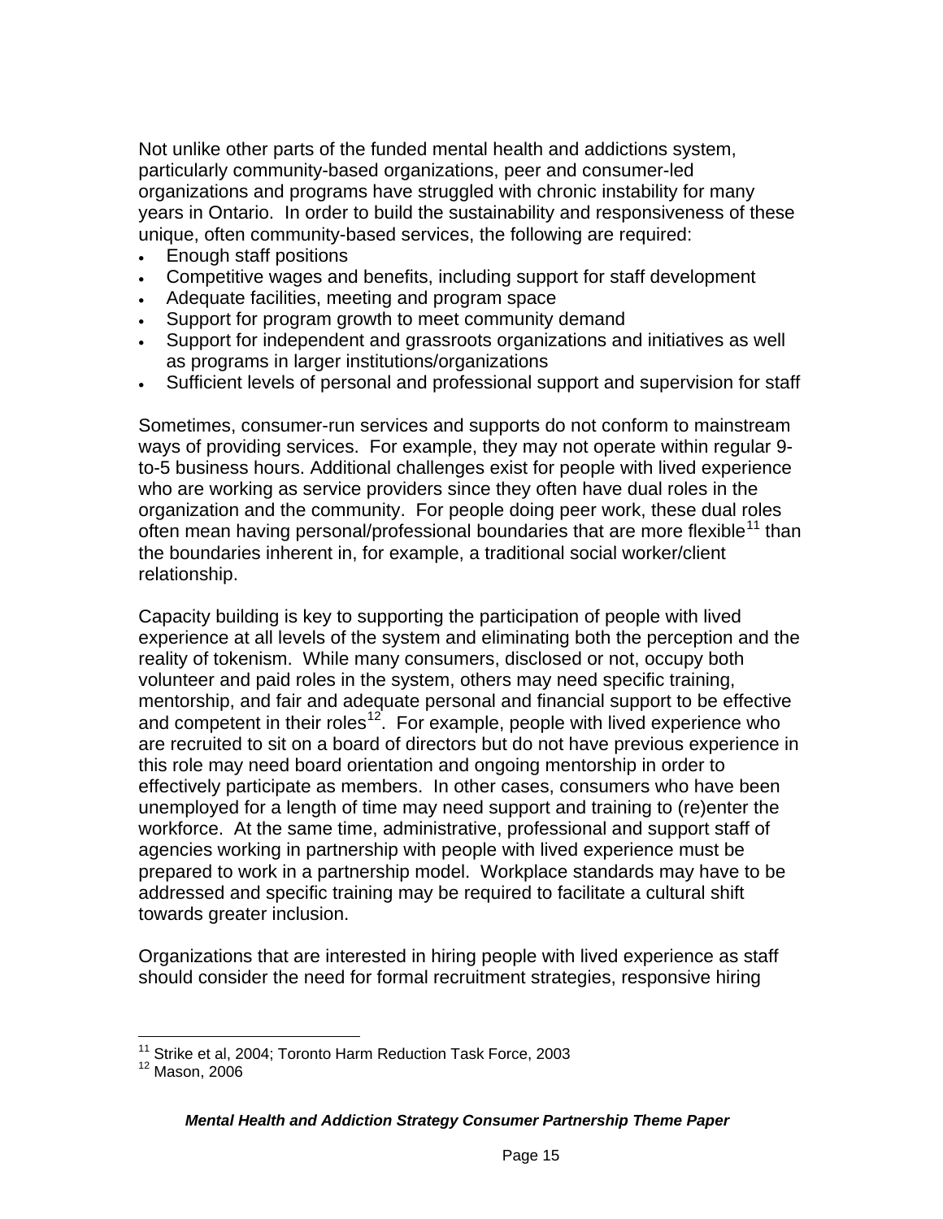Not unlike other parts of the funded mental health and addictions system, particularly community-based organizations, peer and consumer-led organizations and programs have struggled with chronic instability for many years in Ontario. In order to build the sustainability and responsiveness of these unique, often community-based services, the following are required:

- Enough staff positions
- Competitive wages and benefits, including support for staff development
- Adequate facilities, meeting and program space
- Support for program growth to meet community demand
- Support for independent and grassroots organizations and initiatives as well as programs in larger institutions/organizations
- Sufficient levels of personal and professional support and supervision for staff

Sometimes, consumer-run services and supports do not conform to mainstream ways of providing services. For example, they may not operate within regular 9-to-5 business hours. Additional challenges exist for people with lived experience who are working as service providers since they often have dual roles in the organization and the community. For people doing peer work, these dual roles often mean having personal/professional boundaries that are more flexible[11] than the boundaries inherent in, for example, a traditional social worker/client relationship.

Capacity building is key to supporting the participation of people with lived experience at all levels of the system and eliminating both the perception and the reality of tokenism. While many consumers, disclosed or not, occupy both volunteer and paid roles in the system, others may need specific training, mentorship, and fair and adequate personal and financial support to be effective and competent in their roles[12]. For example, people with lived experience who are recruited to sit on a board of directors but do not have previous experience in this role may need board orientation and ongoing mentorship in order to effectively participate as members. In other cases, consumers who have been unemployed for a length of time may need support and training to (re)enter the workforce. At the same time, administrative, professional and support staff of agencies working in partnership with people with lived experience must be prepared to work in a partnership model. Workplace standards may have to be addressed and specific training may be required to facilitate a cultural shift towards greater inclusion.

Organizations that are interested in hiring people with lived experience as staff should consider the need for formal recruitment strategies, responsive hiring

---

[11] Strike et al, 2004; Toronto Harm Reduction Task Force, 2003

[12] Mason, 2006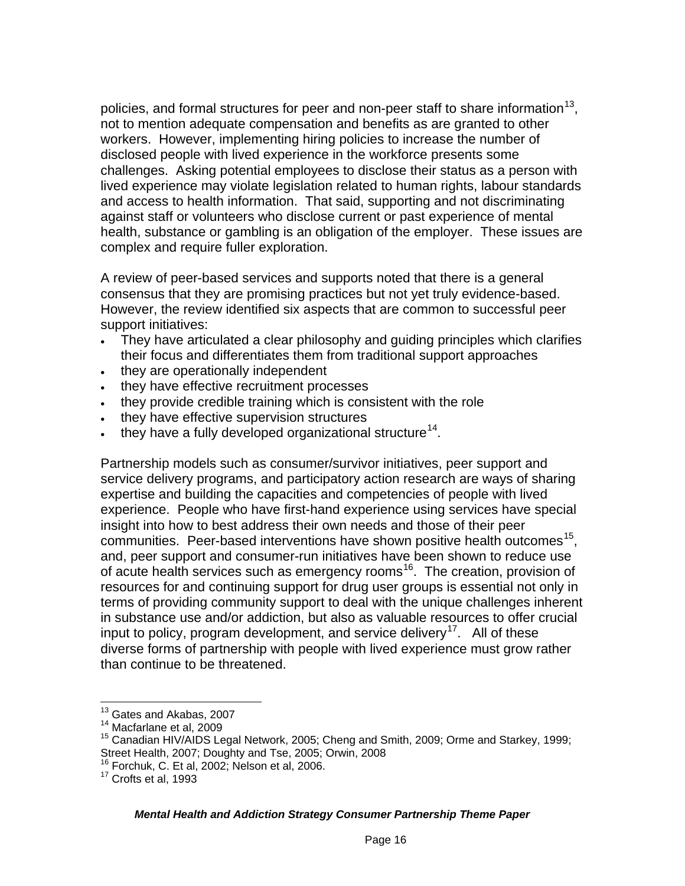policies, and formal structures for peer and non-peer staff to share information[13], not to mention adequate compensation and benefits as are granted to other workers. However, implementing hiring policies to increase the number of disclosed people with lived experience in the workforce presents some challenges. Asking potential employees to disclose their status as a person with lived experience may violate legislation related to human rights, labour standards and access to health information. That said, supporting and not discriminating against staff or volunteers who disclose current or past experience of mental health, substance or gambling is an obligation of the employer. These issues are complex and require fuller exploration.

A review of peer-based services and supports noted that there is a general consensus that they are promising practices but not yet truly evidence-based. However, the review identified six aspects that are common to successful peer support initiatives:

- They have articulated a clear philosophy and guiding principles which clarifies their focus and differentiates them from traditional support approaches
- they are operationally independent
- they have effective recruitment processes
- they provide credible training which is consistent with the role
- they have effective supervision structures
- they have a fully developed organizational structure[14].

Partnership models such as consumer/survivor initiatives, peer support and service delivery programs, and participatory action research are ways of sharing expertise and building the capacities and competencies of people with lived experience. People who have first-hand experience using services have special insight into how to best address their own needs and those of their peer communities. Peer-based interventions have shown positive health outcomes[15], and, peer support and consumer-run initiatives have been shown to reduce use of acute health services such as emergency rooms[16]. The creation, provision of resources for and continuing support for drug user groups is essential not only in terms of providing community support to deal with the unique challenges inherent in substance use and/or addiction, but also as valuable resources to offer crucial input to policy, program development, and service delivery[17]. All of these diverse forms of partnership with people with lived experience must grow rather than continue to be threatened.

---

[13] Gates and Akabas, 2007
[14] Macfarlane et al, 2009
[15] Canadian HIV/AIDS Legal Network, 2005; Cheng and Smith, 2009; Orme and Starkey, 1999; Street Health, 2007; Doughty and Tse, 2005; Orwin, 2008
[16] Forchuk, C. Et al, 2002; Nelson et al, 2006.
[17] Crofts et al, 1993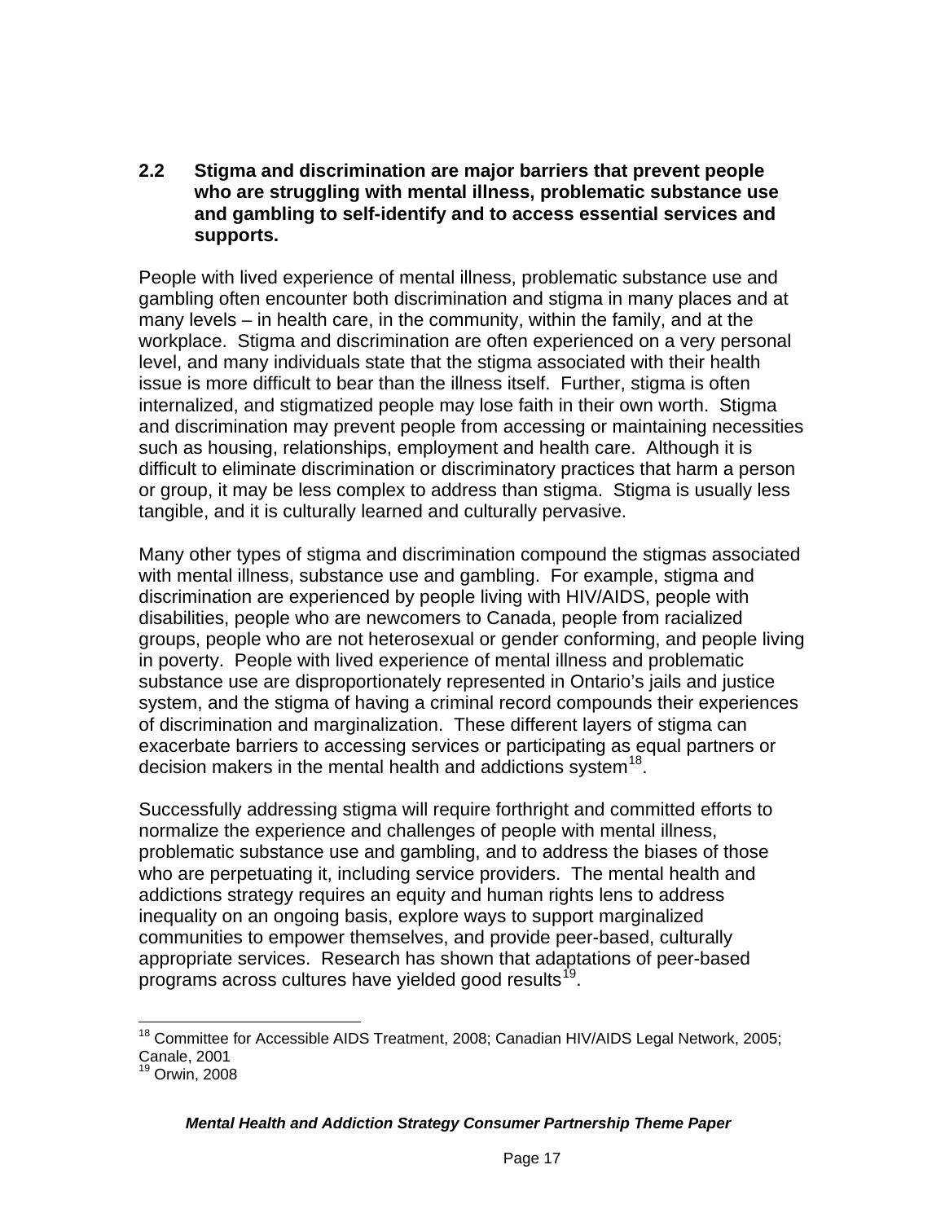### 2.2 Stigma and discrimination are major barriers that prevent people who are struggling with mental illness, problematic substance use and gambling to self-identify and to access essential services and supports.

People with lived experience of mental illness, problematic substance use and gambling often encounter both discrimination and stigma in many places and at many levels – in health care, in the community, within the family, and at the workplace. Stigma and discrimination are often experienced on a very personal level, and many individuals state that the stigma associated with their health issue is more difficult to bear than the illness itself. Further, stigma is often internalized, and stigmatized people may lose faith in their own worth. Stigma and discrimination may prevent people from accessing or maintaining necessities such as housing, relationships, employment and health care. Although it is difficult to eliminate discrimination or discriminatory practices that harm a person or group, it may be less complex to address than stigma. Stigma is usually less tangible, and it is culturally learned and culturally pervasive.

Many other types of stigma and discrimination compound the stigmas associated with mental illness, substance use and gambling. For example, stigma and discrimination are experienced by people living with HIV/AIDS, people with disabilities, people who are newcomers to Canada, people from racialized groups, people who are not heterosexual or gender conforming, and people living in poverty. People with lived experience of mental illness and problematic substance use are disproportionately represented in Ontario's jails and justice system, and the stigma of having a criminal record compounds their experiences of discrimination and marginalization. These different layers of stigma can exacerbate barriers to accessing services or participating as equal partners or decision makers in the mental health and addictions system[18].

Successfully addressing stigma will require forthright and committed efforts to normalize the experience and challenges of people with mental illness, problematic substance use and gambling, and to address the biases of those who are perpetuating it, including service providers. The mental health and addictions strategy requires an equity and human rights lens to address inequality on an ongoing basis, explore ways to support marginalized communities to empower themselves, and provide peer-based, culturally appropriate services. Research has shown that adaptations of peer-based programs across cultures have yielded good results[19].

---

[18] Committee for Accessible AIDS Treatment, 2008; Canadian HIV/AIDS Legal Network, 2005; Canale, 2001

[19] Orwin, 2008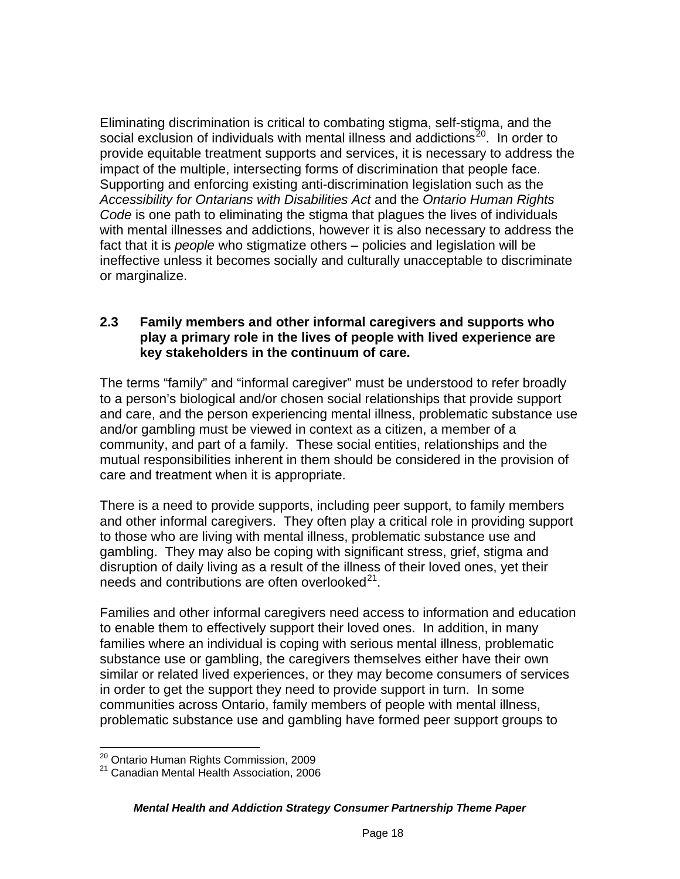Eliminating discrimination is critical to combating stigma, self-stigma, and the social exclusion of individuals with mental illness and addictions[20]. In order to provide equitable treatment supports and services, it is necessary to address the impact of the multiple, intersecting forms of discrimination that people face. Supporting and enforcing existing anti-discrimination legislation such as the *Accessibility for Ontarians with Disabilities Act* and the *Ontario Human Rights Code* is one path to eliminating the stigma that plagues the lives of individuals with mental illnesses and addictions, however it is also necessary to address the fact that it is *people* who stigmatize others – policies and legislation will be ineffective unless it becomes socially and culturally unacceptable to discriminate or marginalize.

### 2.3 Family members and other informal caregivers and supports who play a primary role in the lives of people with lived experience are key stakeholders in the continuum of care.

The terms "family" and "informal caregiver" must be understood to refer broadly to a person's biological and/or chosen social relationships that provide support and care, and the person experiencing mental illness, problematic substance use and/or gambling must be viewed in context as a citizen, a member of a community, and part of a family. These social entities, relationships and the mutual responsibilities inherent in them should be considered in the provision of care and treatment when it is appropriate.

There is a need to provide supports, including peer support, to family members and other informal caregivers. They often play a critical role in providing support to those who are living with mental illness, problematic substance use and gambling. They may also be coping with significant stress, grief, stigma and disruption of daily living as a result of the illness of their loved ones, yet their needs and contributions are often overlooked[21].

Families and other informal caregivers need access to information and education to enable them to effectively support their loved ones. In addition, in many families where an individual is coping with serious mental illness, problematic substance use or gambling, the caregivers themselves either have their own similar or related lived experiences, or they may become consumers of services in order to get the support they need to provide support in turn. In some communities across Ontario, family members of people with mental illness, problematic substance use and gambling have formed peer support groups to

---

[20] Ontario Human Rights Commission, 2009

[21] Canadian Mental Health Association, 2006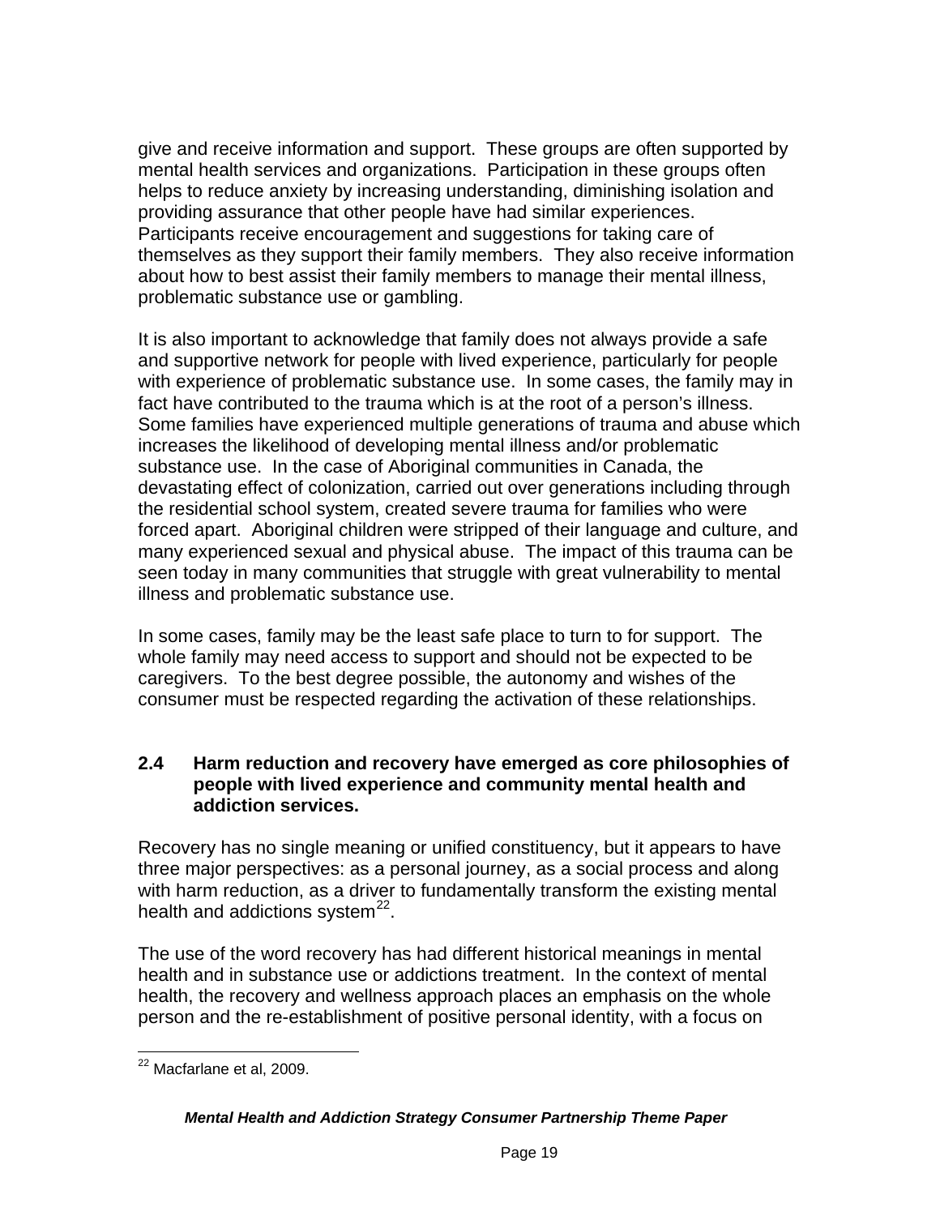give and receive information and support. These groups are often supported by mental health services and organizations. Participation in these groups often helps to reduce anxiety by increasing understanding, diminishing isolation and providing assurance that other people have had similar experiences. Participants receive encouragement and suggestions for taking care of themselves as they support their family members. They also receive information about how to best assist their family members to manage their mental illness, problematic substance use or gambling.

It is also important to acknowledge that family does not always provide a safe and supportive network for people with lived experience, particularly for people with experience of problematic substance use. In some cases, the family may in fact have contributed to the trauma which is at the root of a person's illness. Some families have experienced multiple generations of trauma and abuse which increases the likelihood of developing mental illness and/or problematic substance use. In the case of Aboriginal communities in Canada, the devastating effect of colonization, carried out over generations including through the residential school system, created severe trauma for families who were forced apart. Aboriginal children were stripped of their language and culture, and many experienced sexual and physical abuse. The impact of this trauma can be seen today in many communities that struggle with great vulnerability to mental illness and problematic substance use.

In some cases, family may be the least safe place to turn to for support. The whole family may need access to support and should not be expected to be caregivers. To the best degree possible, the autonomy and wishes of the consumer must be respected regarding the activation of these relationships.

### 2.4 Harm reduction and recovery have emerged as core philosophies of people with lived experience and community mental health and addiction services.

Recovery has no single meaning or unified constituency, but it appears to have three major perspectives: as a personal journey, as a social process and along with harm reduction, as a driver to fundamentally transform the existing mental health and addictions system[22].

The use of the word recovery has had different historical meanings in mental health and in substance use or addictions treatment. In the context of mental health, the recovery and wellness approach places an emphasis on the whole person and the re-establishment of positive personal identity, with a focus on

[22] Macfarlane et al, 2009.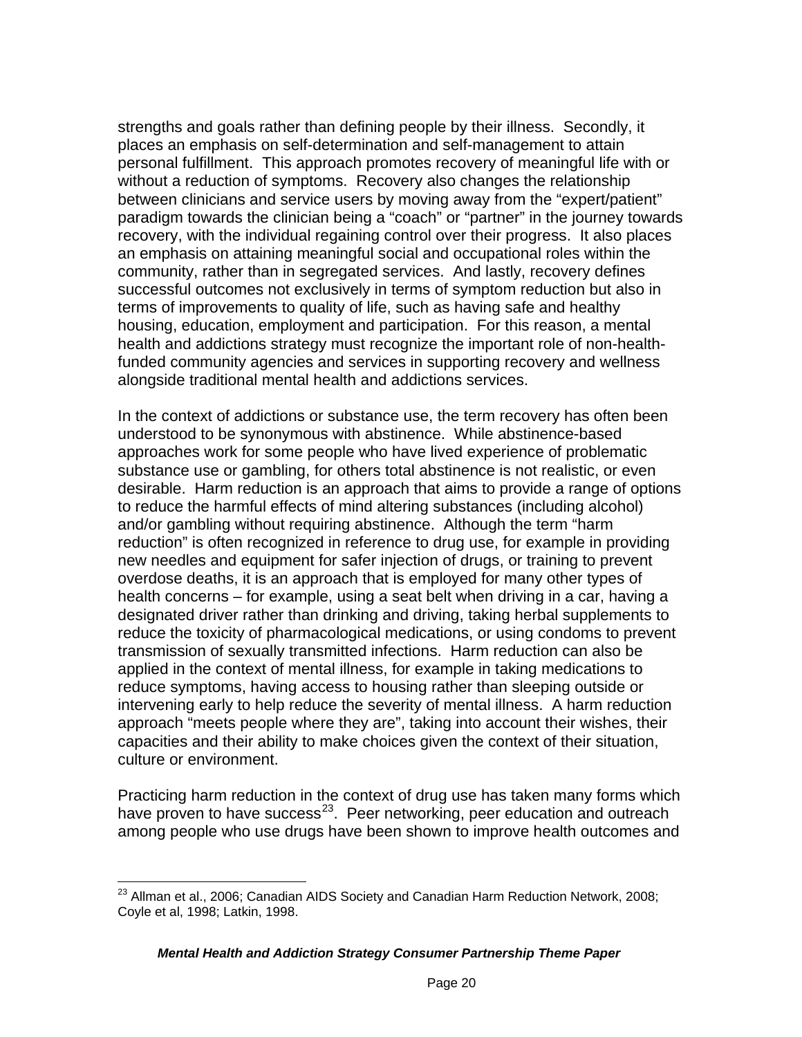strengths and goals rather than defining people by their illness. Secondly, it places an emphasis on self-determination and self-management to attain personal fulfillment. This approach promotes recovery of meaningful life with or without a reduction of symptoms. Recovery also changes the relationship between clinicians and service users by moving away from the "expert/patient" paradigm towards the clinician being a "coach" or "partner" in the journey towards recovery, with the individual regaining control over their progress. It also places an emphasis on attaining meaningful social and occupational roles within the community, rather than in segregated services. And lastly, recovery defines successful outcomes not exclusively in terms of symptom reduction but also in terms of improvements to quality of life, such as having safe and healthy housing, education, employment and participation. For this reason, a mental health and addictions strategy must recognize the important role of non-health-funded community agencies and services in supporting recovery and wellness alongside traditional mental health and addictions services.

In the context of addictions or substance use, the term recovery has often been understood to be synonymous with abstinence. While abstinence-based approaches work for some people who have lived experience of problematic substance use or gambling, for others total abstinence is not realistic, or even desirable. Harm reduction is an approach that aims to provide a range of options to reduce the harmful effects of mind altering substances (including alcohol) and/or gambling without requiring abstinence. Although the term "harm reduction" is often recognized in reference to drug use, for example in providing new needles and equipment for safer injection of drugs, or training to prevent overdose deaths, it is an approach that is employed for many other types of health concerns – for example, using a seat belt when driving in a car, having a designated driver rather than drinking and driving, taking herbal supplements to reduce the toxicity of pharmacological medications, or using condoms to prevent transmission of sexually transmitted infections. Harm reduction can also be applied in the context of mental illness, for example in taking medications to reduce symptoms, having access to housing rather than sleeping outside or intervening early to help reduce the severity of mental illness. A harm reduction approach "meets people where they are", taking into account their wishes, their capacities and their ability to make choices given the context of their situation, culture or environment.

Practicing harm reduction in the context of drug use has taken many forms which have proven to have success[23]. Peer networking, peer education and outreach among people who use drugs have been shown to improve health outcomes and

[23] Allman et al., 2006; Canadian AIDS Society and Canadian Harm Reduction Network, 2008; Coyle et al, 1998; Latkin, 1998.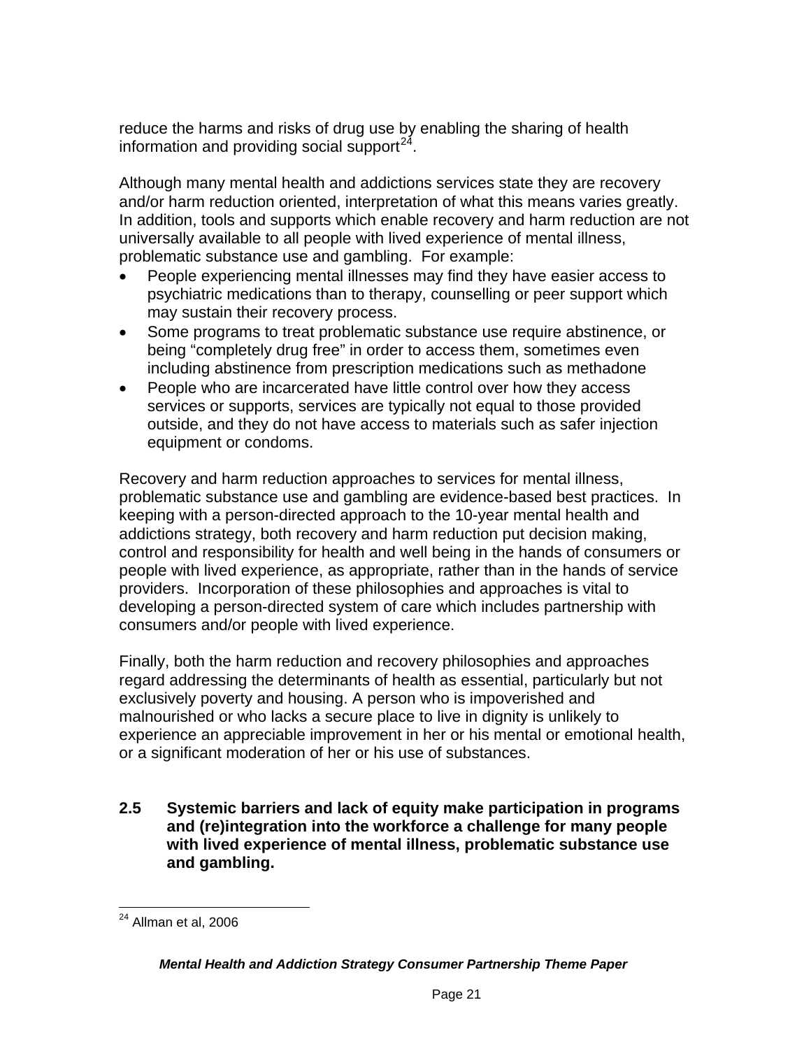reduce the harms and risks of drug use by enabling the sharing of health information and providing social support[24].

Although many mental health and addictions services state they are recovery and/or harm reduction oriented, interpretation of what this means varies greatly. In addition, tools and supports which enable recovery and harm reduction are not universally available to all people with lived experience of mental illness, problematic substance use and gambling. For example:

- People experiencing mental illnesses may find they have easier access to psychiatric medications than to therapy, counselling or peer support which may sustain their recovery process.
- Some programs to treat problematic substance use require abstinence, or being "completely drug free" in order to access them, sometimes even including abstinence from prescription medications such as methadone
- People who are incarcerated have little control over how they access services or supports, services are typically not equal to those provided outside, and they do not have access to materials such as safer injection equipment or condoms.

Recovery and harm reduction approaches to services for mental illness, problematic substance use and gambling are evidence-based best practices. In keeping with a person-directed approach to the 10-year mental health and addictions strategy, both recovery and harm reduction put decision making, control and responsibility for health and well being in the hands of consumers or people with lived experience, as appropriate, rather than in the hands of service providers. Incorporation of these philosophies and approaches is vital to developing a person-directed system of care which includes partnership with consumers and/or people with lived experience.

Finally, both the harm reduction and recovery philosophies and approaches regard addressing the determinants of health as essential, particularly but not exclusively poverty and housing. A person who is impoverished and malnourished or who lacks a secure place to live in dignity is unlikely to experience an appreciable improvement in her or his mental or emotional health, or a significant moderation of her or his use of substances.

### 2.5 Systemic barriers and lack of equity make participation in programs and (re)integration into the workforce a challenge for many people with lived experience of mental illness, problematic substance use and gambling.

---

[24] Allman et al, 2006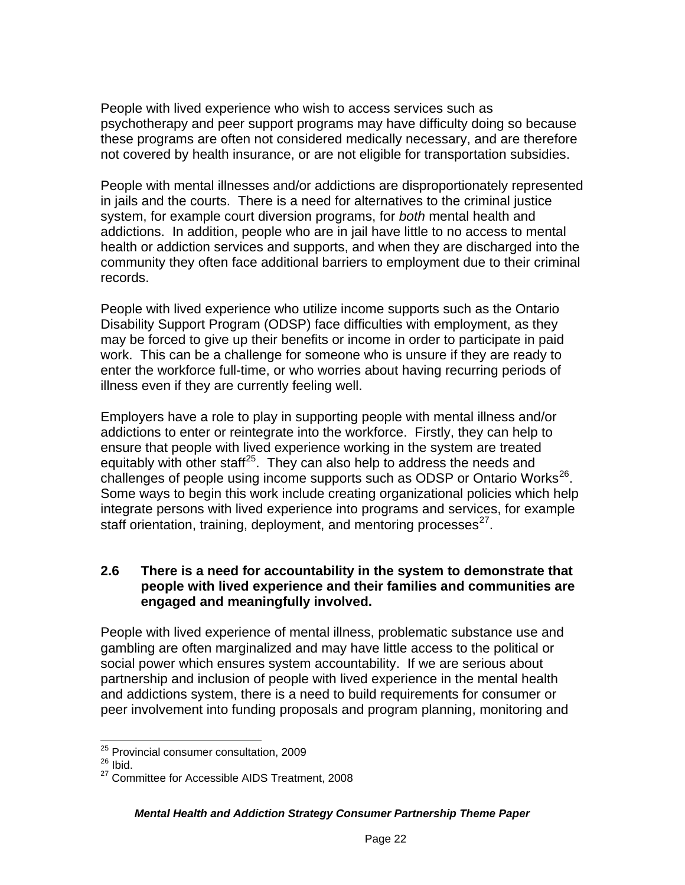People with lived experience who wish to access services such as psychotherapy and peer support programs may have difficulty doing so because these programs are often not considered medically necessary, and are therefore not covered by health insurance, or are not eligible for transportation subsidies.

People with mental illnesses and/or addictions are disproportionately represented in jails and the courts. There is a need for alternatives to the criminal justice system, for example court diversion programs, for *both* mental health and addictions. In addition, people who are in jail have little to no access to mental health or addiction services and supports, and when they are discharged into the community they often face additional barriers to employment due to their criminal records.

People with lived experience who utilize income supports such as the Ontario Disability Support Program (ODSP) face difficulties with employment, as they may be forced to give up their benefits or income in order to participate in paid work. This can be a challenge for someone who is unsure if they are ready to enter the workforce full-time, or who worries about having recurring periods of illness even if they are currently feeling well.

Employers have a role to play in supporting people with mental illness and/or addictions to enter or reintegrate into the workforce. Firstly, they can help to ensure that people with lived experience working in the system are treated equitably with other staff[25]. They can also help to address the needs and challenges of people using income supports such as ODSP or Ontario Works[26]. Some ways to begin this work include creating organizational policies which help integrate persons with lived experience into programs and services, for example staff orientation, training, deployment, and mentoring processes[27].

### 2.6 There is a need for accountability in the system to demonstrate that people with lived experience and their families and communities are engaged and meaningfully involved.

People with lived experience of mental illness, problematic substance use and gambling are often marginalized and may have little access to the political or social power which ensures system accountability. If we are serious about partnership and inclusion of people with lived experience in the mental health and addictions system, there is a need to build requirements for consumer or peer involvement into funding proposals and program planning, monitoring and

---

[25] Provincial consumer consultation, 2009
[26] Ibid.
[27] Committee for Accessible AIDS Treatment, 2008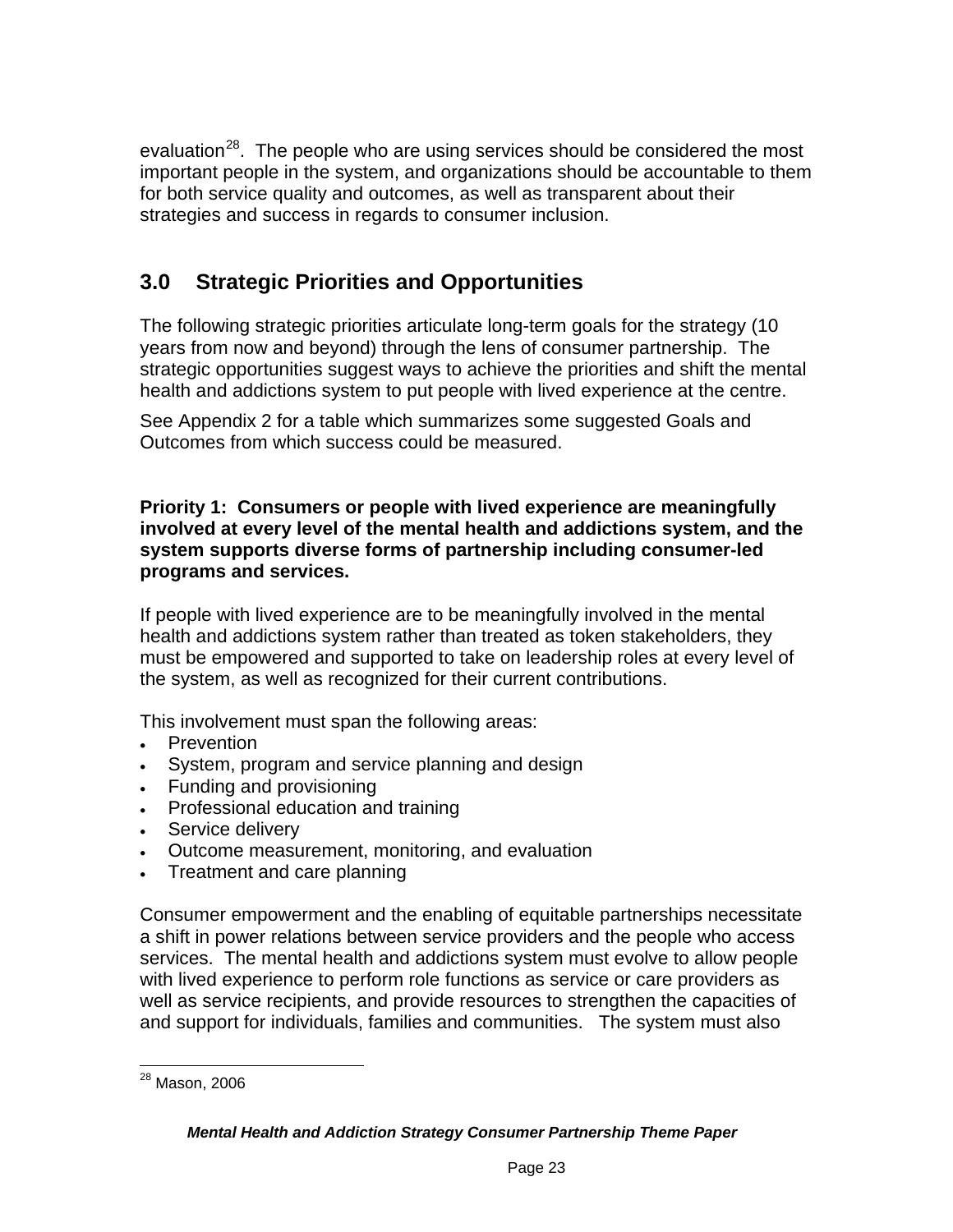evaluation[28]. The people who are using services should be considered the most important people in the system, and organizations should be accountable to them for both service quality and outcomes, as well as transparent about their strategies and success in regards to consumer inclusion.

## 3.0 Strategic Priorities and Opportunities

The following strategic priorities articulate long-term goals for the strategy (10 years from now and beyond) through the lens of consumer partnership. The strategic opportunities suggest ways to achieve the priorities and shift the mental health and addictions system to put people with lived experience at the centre.

See Appendix 2 for a table which summarizes some suggested Goals and Outcomes from which success could be measured.

**Priority 1: Consumers or people with lived experience are meaningfully involved at every level of the mental health and addictions system, and the system supports diverse forms of partnership including consumer-led programs and services.**

If people with lived experience are to be meaningfully involved in the mental health and addictions system rather than treated as token stakeholders, they must be empowered and supported to take on leadership roles at every level of the system, as well as recognized for their current contributions.

This involvement must span the following areas:

- Prevention
- System, program and service planning and design
- Funding and provisioning
- Professional education and training
- Service delivery
- Outcome measurement, monitoring, and evaluation
- Treatment and care planning

Consumer empowerment and the enabling of equitable partnerships necessitate a shift in power relations between service providers and the people who access services. The mental health and addictions system must evolve to allow people with lived experience to perform role functions as service or care providers as well as service recipients, and provide resources to strengthen the capacities of and support for individuals, families and communities. The system must also

[28] Mason, 2006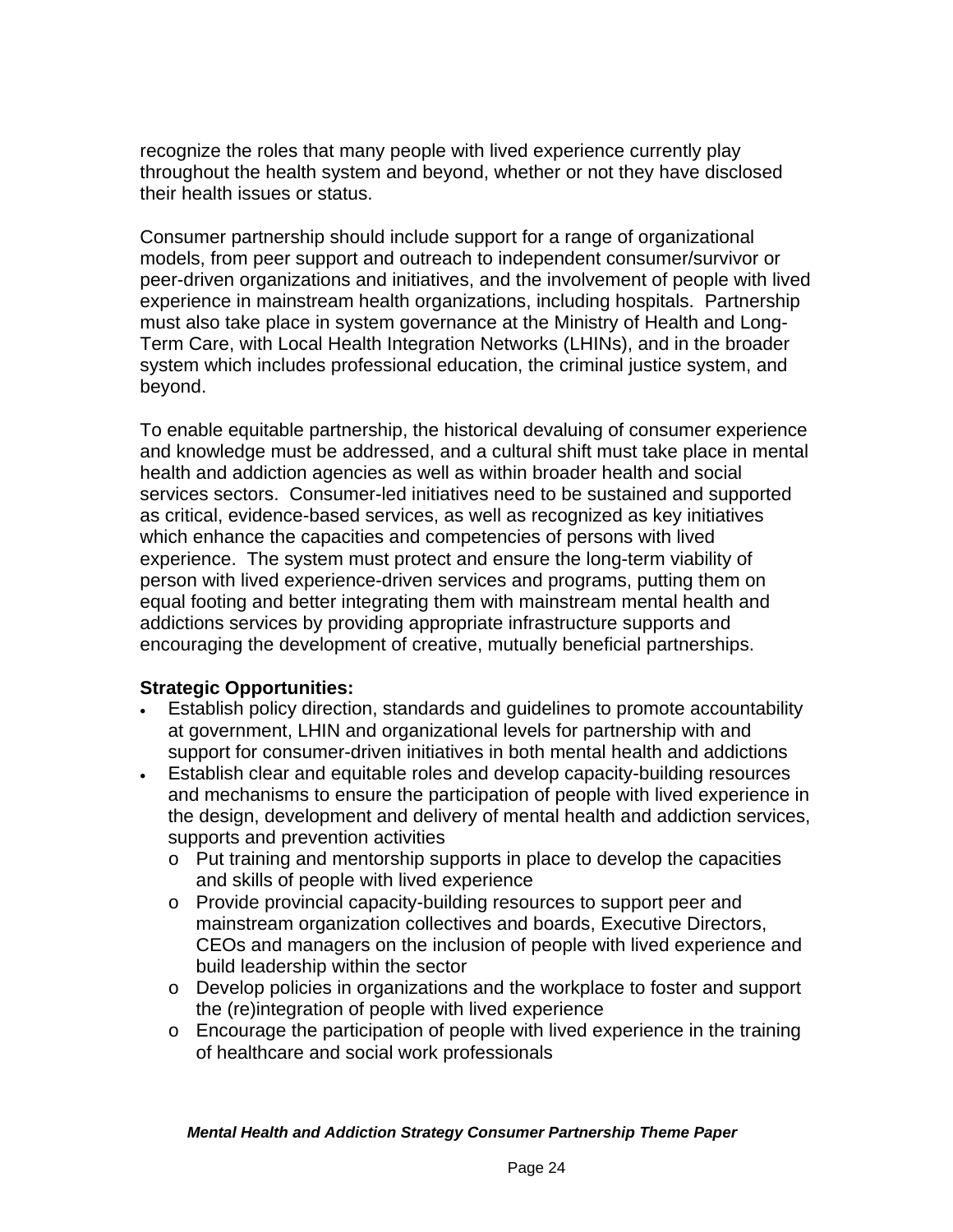recognize the roles that many people with lived experience currently play throughout the health system and beyond, whether or not they have disclosed their health issues or status.

Consumer partnership should include support for a range of organizational models, from peer support and outreach to independent consumer/survivor or peer-driven organizations and initiatives, and the involvement of people with lived experience in mainstream health organizations, including hospitals. Partnership must also take place in system governance at the Ministry of Health and Long-Term Care, with Local Health Integration Networks (LHINs), and in the broader system which includes professional education, the criminal justice system, and beyond.

To enable equitable partnership, the historical devaluing of consumer experience and knowledge must be addressed, and a cultural shift must take place in mental health and addiction agencies as well as within broader health and social services sectors. Consumer-led initiatives need to be sustained and supported as critical, evidence-based services, as well as recognized as key initiatives which enhance the capacities and competencies of persons with lived experience. The system must protect and ensure the long-term viability of person with lived experience-driven services and programs, putting them on equal footing and better integrating them with mainstream mental health and addictions services by providing appropriate infrastructure supports and encouraging the development of creative, mutually beneficial partnerships.

**Strategic Opportunities:**

- Establish policy direction, standards and guidelines to promote accountability at government, LHIN and organizational levels for partnership with and support for consumer-driven initiatives in both mental health and addictions
- Establish clear and equitable roles and develop capacity-building resources and mechanisms to ensure the participation of people with lived experience in the design, development and delivery of mental health and addiction services, supports and prevention activities
  - Put training and mentorship supports in place to develop the capacities and skills of people with lived experience
  - Provide provincial capacity-building resources to support peer and mainstream organization collectives and boards, Executive Directors, CEOs and managers on the inclusion of people with lived experience and build leadership within the sector
  - Develop policies in organizations and the workplace to foster and support the (re)integration of people with lived experience
  - Encourage the participation of people with lived experience in the training of healthcare and social work professionals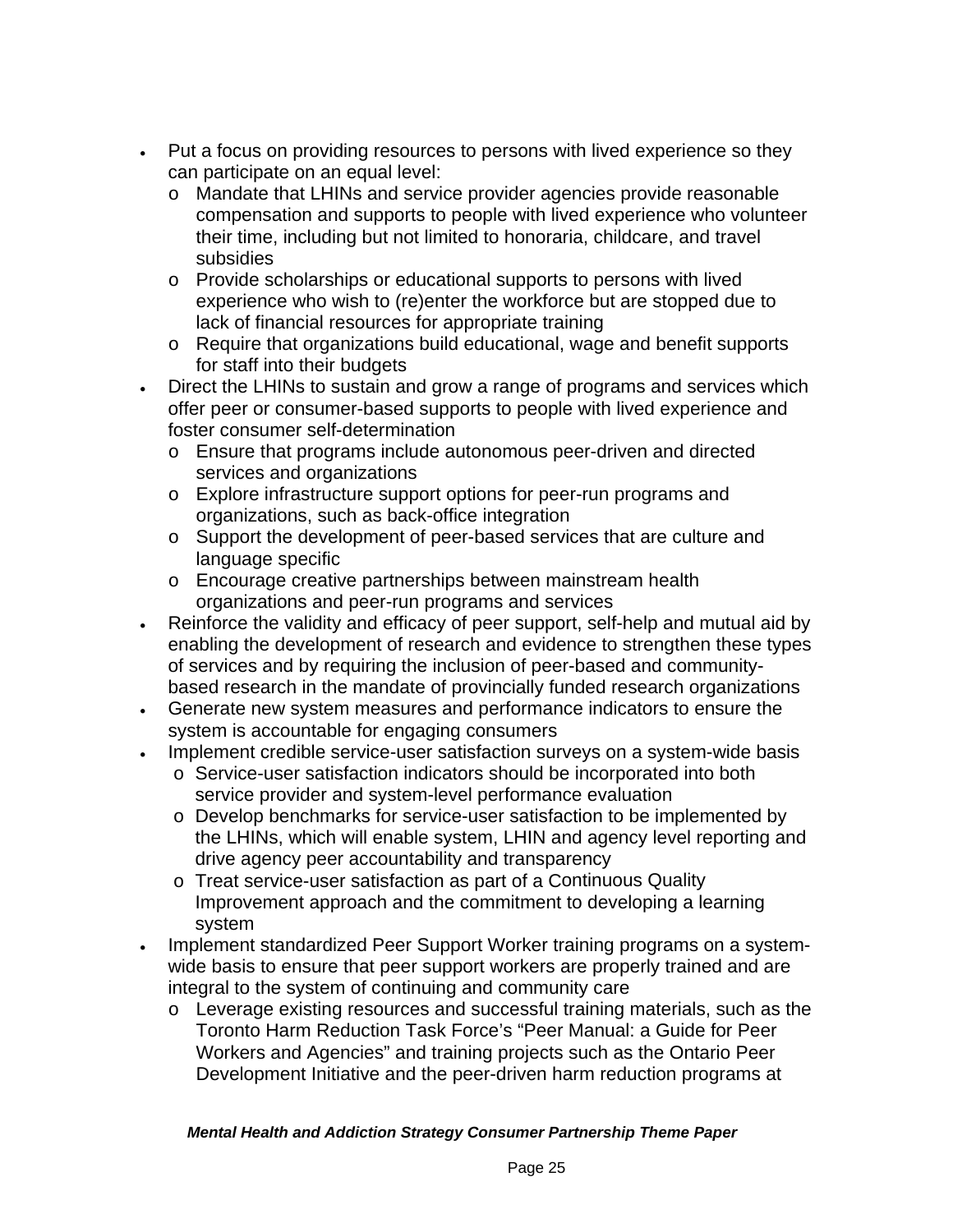- Put a focus on providing resources to persons with lived experience so they can participate on an equal level:
  - Mandate that LHINs and service provider agencies provide reasonable compensation and supports to people with lived experience who volunteer their time, including but not limited to honoraria, childcare, and travel subsidies
  - Provide scholarships or educational supports to persons with lived experience who wish to (re)enter the workforce but are stopped due to lack of financial resources for appropriate training
  - Require that organizations build educational, wage and benefit supports for staff into their budgets
- Direct the LHINs to sustain and grow a range of programs and services which offer peer or consumer-based supports to people with lived experience and foster consumer self-determination
  - Ensure that programs include autonomous peer-driven and directed services and organizations
  - Explore infrastructure support options for peer-run programs and organizations, such as back-office integration
  - Support the development of peer-based services that are culture and language specific
  - Encourage creative partnerships between mainstream health organizations and peer-run programs and services
- Reinforce the validity and efficacy of peer support, self-help and mutual aid by enabling the development of research and evidence to strengthen these types of services and by requiring the inclusion of peer-based and community-based research in the mandate of provincially funded research organizations
- Generate new system measures and performance indicators to ensure the system is accountable for engaging consumers
- Implement credible service-user satisfaction surveys on a system-wide basis
  - Service-user satisfaction indicators should be incorporated into both service provider and system-level performance evaluation
  - Develop benchmarks for service-user satisfaction to be implemented by the LHINs, which will enable system, LHIN and agency level reporting and drive agency peer accountability and transparency
  - Treat service-user satisfaction as part of a Continuous Quality Improvement approach and the commitment to developing a learning system
- Implement standardized Peer Support Worker training programs on a system-wide basis to ensure that peer support workers are properly trained and are integral to the system of continuing and community care
  - Leverage existing resources and successful training materials, such as the Toronto Harm Reduction Task Force's "Peer Manual: a Guide for Peer Workers and Agencies" and training projects such as the Ontario Peer Development Initiative and the peer-driven harm reduction programs at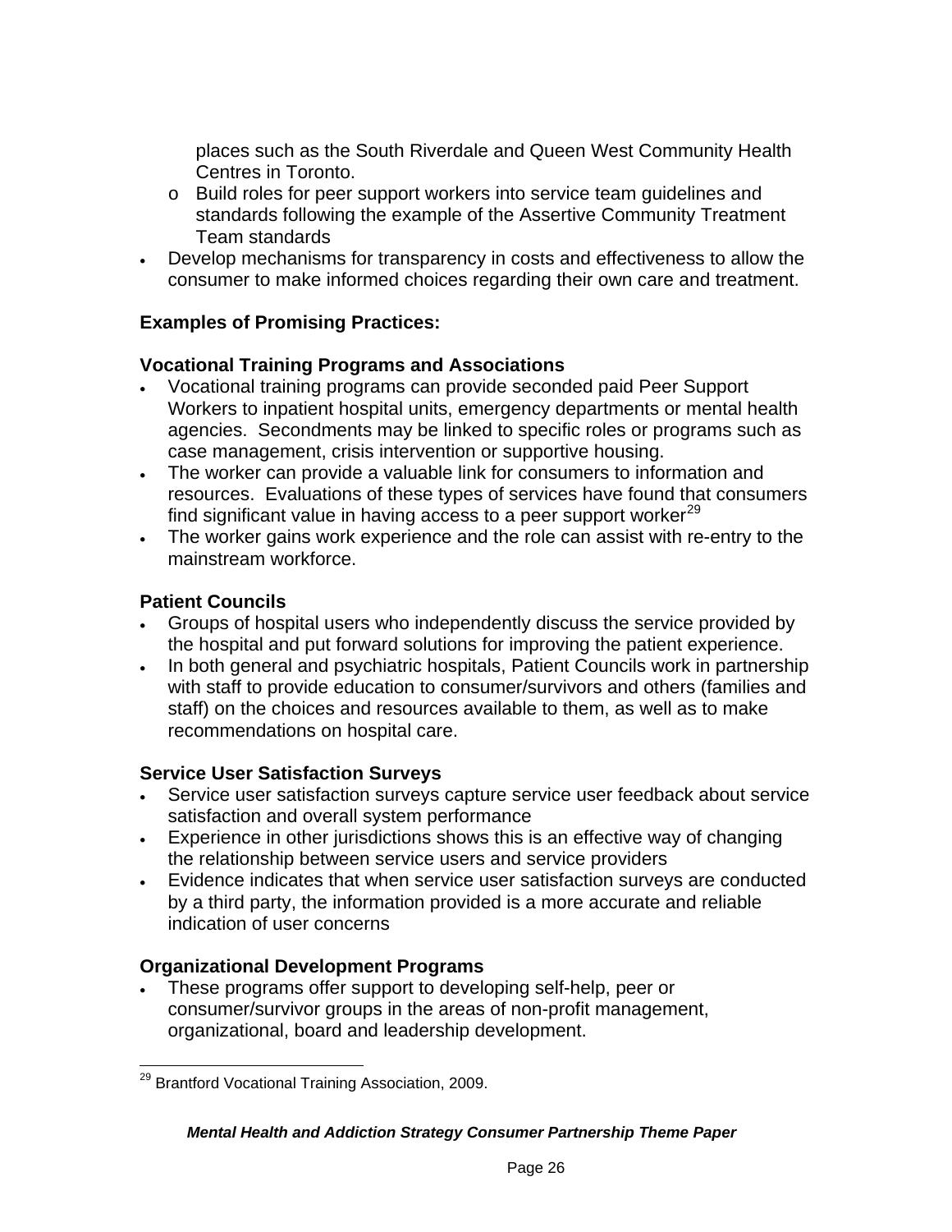places such as the South Riverdale and Queen West Community Health Centres in Toronto.
  - Build roles for peer support workers into service team guidelines and standards following the example of the Assertive Community Treatment Team standards
- Develop mechanisms for transparency in costs and effectiveness to allow the consumer to make informed choices regarding their own care and treatment.

**Examples of Promising Practices:**

**Vocational Training Programs and Associations**

- Vocational training programs can provide seconded paid Peer Support Workers to inpatient hospital units, emergency departments or mental health agencies. Secondments may be linked to specific roles or programs such as case management, crisis intervention or supportive housing.
- The worker can provide a valuable link for consumers to information and resources. Evaluations of these types of services have found that consumers find significant value in having access to a peer support worker[29]
- The worker gains work experience and the role can assist with re-entry to the mainstream workforce.

**Patient Councils**

- Groups of hospital users who independently discuss the service provided by the hospital and put forward solutions for improving the patient experience.
- In both general and psychiatric hospitals, Patient Councils work in partnership with staff to provide education to consumer/survivors and others (families and staff) on the choices and resources available to them, as well as to make recommendations on hospital care.

**Service User Satisfaction Surveys**

- Service user satisfaction surveys capture service user feedback about service satisfaction and overall system performance
- Experience in other jurisdictions shows this is an effective way of changing the relationship between service users and service providers
- Evidence indicates that when service user satisfaction surveys are conducted by a third party, the information provided is a more accurate and reliable indication of user concerns

**Organizational Development Programs**

- These programs offer support to developing self-help, peer or consumer/survivor groups in the areas of non-profit management, organizational, board and leadership development.

[29] Brantford Vocational Training Association, 2009.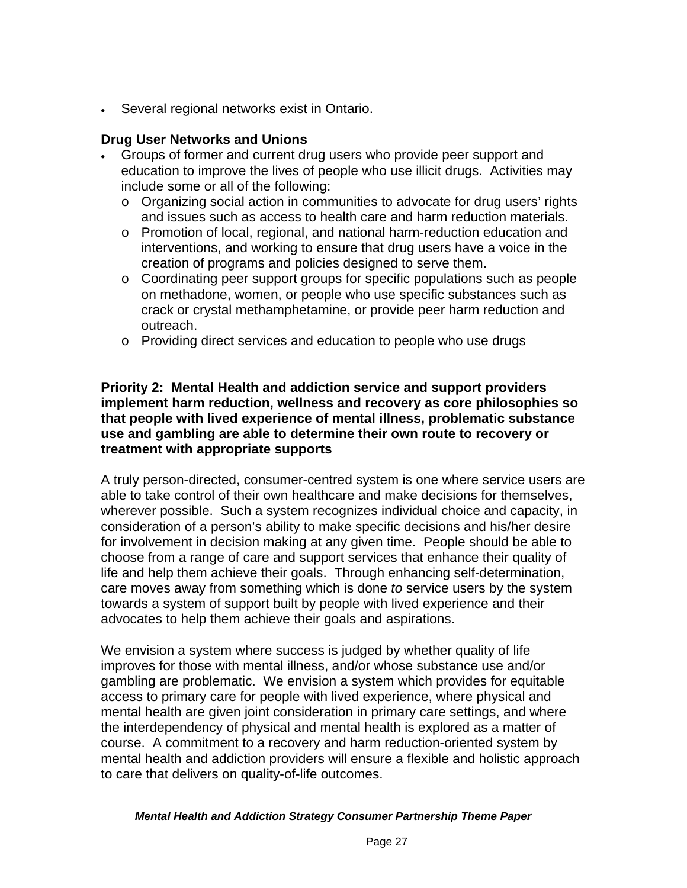- Several regional networks exist in Ontario.

**Drug User Networks and Unions**

- Groups of former and current drug users who provide peer support and education to improve the lives of people who use illicit drugs. Activities may include some or all of the following:
  - Organizing social action in communities to advocate for drug users' rights and issues such as access to health care and harm reduction materials.
  - Promotion of local, regional, and national harm-reduction education and interventions, and working to ensure that drug users have a voice in the creation of programs and policies designed to serve them.
  - Coordinating peer support groups for specific populations such as people on methadone, women, or people who use specific substances such as crack or crystal methamphetamine, or provide peer harm reduction and outreach.
  - Providing direct services and education to people who use drugs

**Priority 2: Mental Health and addiction service and support providers implement harm reduction, wellness and recovery as core philosophies so that people with lived experience of mental illness, problematic substance use and gambling are able to determine their own route to recovery or treatment with appropriate supports**

A truly person-directed, consumer-centred system is one where service users are able to take control of their own healthcare and make decisions for themselves, wherever possible. Such a system recognizes individual choice and capacity, in consideration of a person's ability to make specific decisions and his/her desire for involvement in decision making at any given time. People should be able to choose from a range of care and support services that enhance their quality of life and help them achieve their goals. Through enhancing self-determination, care moves away from something which is done *to* service users by the system towards a system of support built by people with lived experience and their advocates to help them achieve their goals and aspirations.

We envision a system where success is judged by whether quality of life improves for those with mental illness, and/or whose substance use and/or gambling are problematic. We envision a system which provides for equitable access to primary care for people with lived experience, where physical and mental health are given joint consideration in primary care settings, and where the interdependency of physical and mental health is explored as a matter of course. A commitment to a recovery and harm reduction-oriented system by mental health and addiction providers will ensure a flexible and holistic approach to care that delivers on quality-of-life outcomes.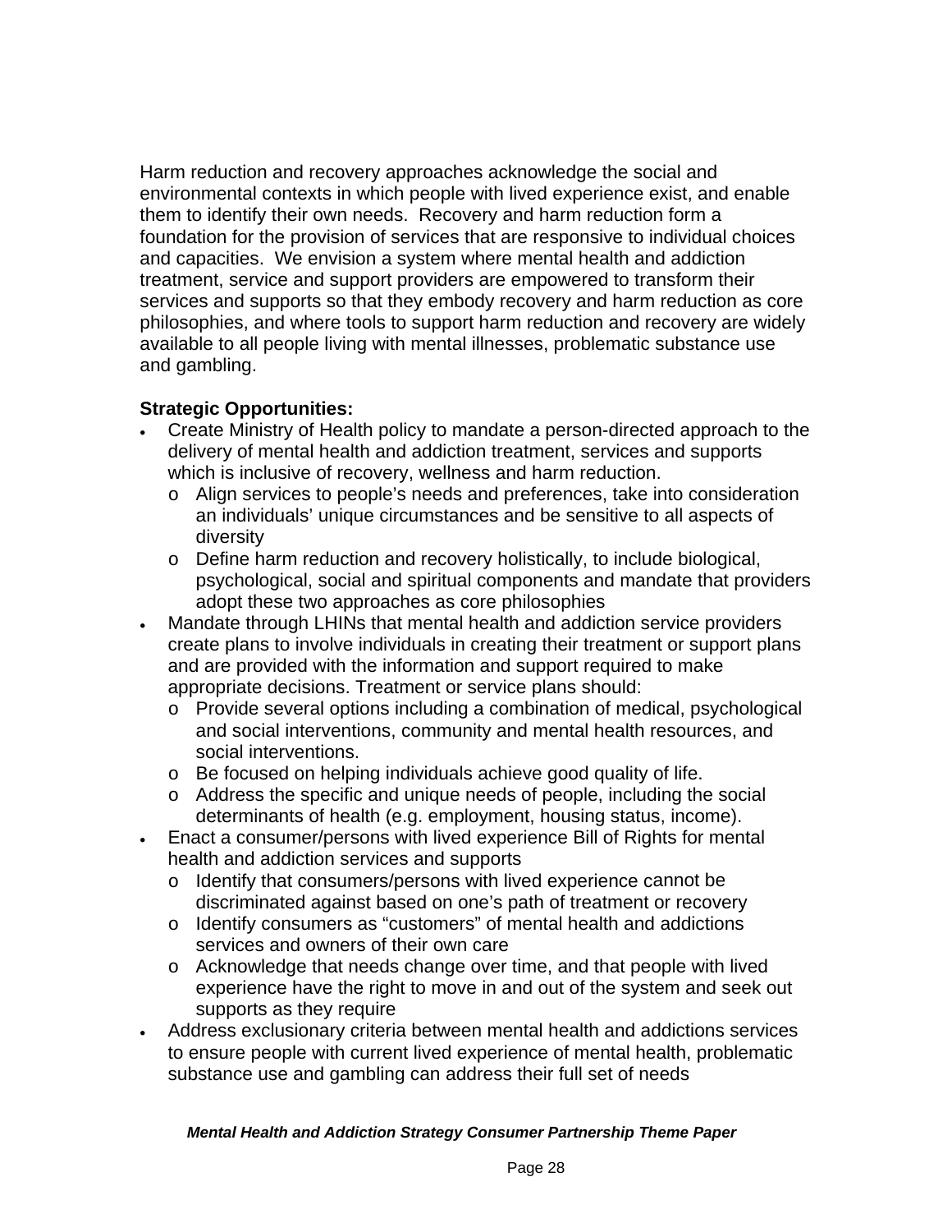Harm reduction and recovery approaches acknowledge the social and environmental contexts in which people with lived experience exist, and enable them to identify their own needs. Recovery and harm reduction form a foundation for the provision of services that are responsive to individual choices and capacities. We envision a system where mental health and addiction treatment, service and support providers are empowered to transform their services and supports so that they embody recovery and harm reduction as core philosophies, and where tools to support harm reduction and recovery are widely available to all people living with mental illnesses, problematic substance use and gambling.

**Strategic Opportunities:**

- Create Ministry of Health policy to mandate a person-directed approach to the delivery of mental health and addiction treatment, services and supports which is inclusive of recovery, wellness and harm reduction.
  - Align services to people's needs and preferences, take into consideration an individuals' unique circumstances and be sensitive to all aspects of diversity
  - Define harm reduction and recovery holistically, to include biological, psychological, social and spiritual components and mandate that providers adopt these two approaches as core philosophies
- Mandate through LHINs that mental health and addiction service providers create plans to involve individuals in creating their treatment or support plans and are provided with the information and support required to make appropriate decisions. Treatment or service plans should:
  - Provide several options including a combination of medical, psychological and social interventions, community and mental health resources, and social interventions.
  - Be focused on helping individuals achieve good quality of life.
  - Address the specific and unique needs of people, including the social determinants of health (e.g. employment, housing status, income).
- Enact a consumer/persons with lived experience Bill of Rights for mental health and addiction services and supports
  - Identify that consumers/persons with lived experience cannot be discriminated against based on one's path of treatment or recovery
  - Identify consumers as "customers" of mental health and addictions services and owners of their own care
  - Acknowledge that needs change over time, and that people with lived experience have the right to move in and out of the system and seek out supports as they require
- Address exclusionary criteria between mental health and addictions services to ensure people with current lived experience of mental health, problematic substance use and gambling can address their full set of needs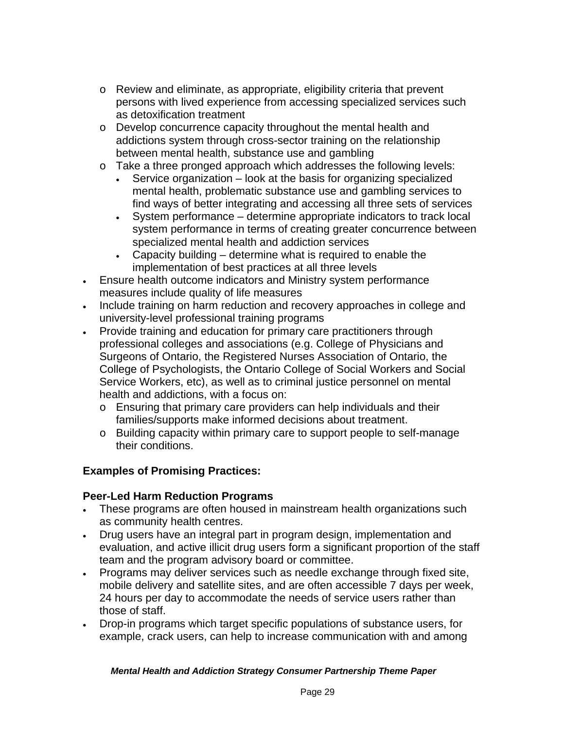- Review and eliminate, as appropriate, eligibility criteria that prevent persons with lived experience from accessing specialized services such as detoxification treatment
  - Develop concurrence capacity throughout the mental health and addictions system through cross-sector training on the relationship between mental health, substance use and gambling
  - Take a three pronged approach which addresses the following levels:
    - Service organization – look at the basis for organizing specialized mental health, problematic substance use and gambling services to find ways of better integrating and accessing all three sets of services
    - System performance – determine appropriate indicators to track local system performance in terms of creating greater concurrence between specialized mental health and addiction services
    - Capacity building – determine what is required to enable the implementation of best practices at all three levels
- Ensure health outcome indicators and Ministry system performance measures include quality of life measures
- Include training on harm reduction and recovery approaches in college and university-level professional training programs
- Provide training and education for primary care practitioners through professional colleges and associations (e.g. College of Physicians and Surgeons of Ontario, the Registered Nurses Association of Ontario, the College of Psychologists, the Ontario College of Social Workers and Social Service Workers, etc), as well as to criminal justice personnel on mental health and addictions, with a focus on:
  - Ensuring that primary care providers can help individuals and their families/supports make informed decisions about treatment.
  - Building capacity within primary care to support people to self-manage their conditions.

**Examples of Promising Practices:**

**Peer-Led Harm Reduction Programs**

- These programs are often housed in mainstream health organizations such as community health centres.
- Drug users have an integral part in program design, implementation and evaluation, and active illicit drug users form a significant proportion of the staff team and the program advisory board or committee.
- Programs may deliver services such as needle exchange through fixed site, mobile delivery and satellite sites, and are often accessible 7 days per week, 24 hours per day to accommodate the needs of service users rather than those of staff.
- Drop-in programs which target specific populations of substance users, for example, crack users, can help to increase communication with and among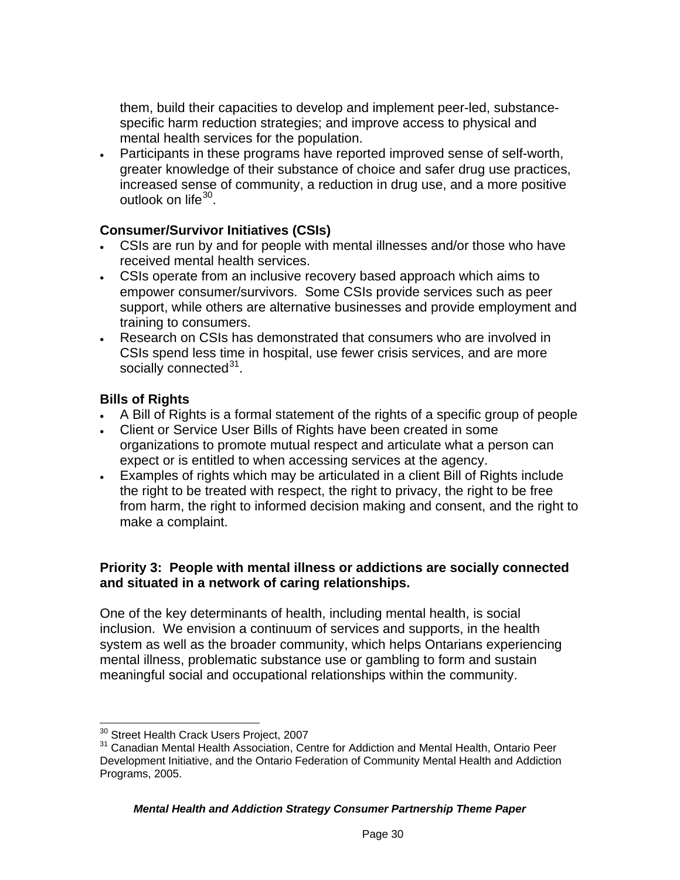them, build their capacities to develop and implement peer-led, substance-specific harm reduction strategies; and improve access to physical and mental health services for the population.

- Participants in these programs have reported improved sense of self-worth, greater knowledge of their substance of choice and safer drug use practices, increased sense of community, a reduction in drug use, and a more positive outlook on life[30].

**Consumer/Survivor Initiatives (CSIs)**

- CSIs are run by and for people with mental illnesses and/or those who have received mental health services.
- CSIs operate from an inclusive recovery based approach which aims to empower consumer/survivors. Some CSIs provide services such as peer support, while others are alternative businesses and provide employment and training to consumers.
- Research on CSIs has demonstrated that consumers who are involved in CSIs spend less time in hospital, use fewer crisis services, and are more socially connected[31].

**Bills of Rights**

- A Bill of Rights is a formal statement of the rights of a specific group of people
- Client or Service User Bills of Rights have been created in some organizations to promote mutual respect and articulate what a person can expect or is entitled to when accessing services at the agency.
- Examples of rights which may be articulated in a client Bill of Rights include the right to be treated with respect, the right to privacy, the right to be free from harm, the right to informed decision making and consent, and the right to make a complaint.

**Priority 3: People with mental illness or addictions are socially connected and situated in a network of caring relationships.**

One of the key determinants of health, including mental health, is social inclusion. We envision a continuum of services and supports, in the health system as well as the broader community, which helps Ontarians experiencing mental illness, problematic substance use or gambling to form and sustain meaningful social and occupational relationships within the community.

---

[30] Street Health Crack Users Project, 2007

[31] Canadian Mental Health Association, Centre for Addiction and Mental Health, Ontario Peer Development Initiative, and the Ontario Federation of Community Mental Health and Addiction Programs, 2005.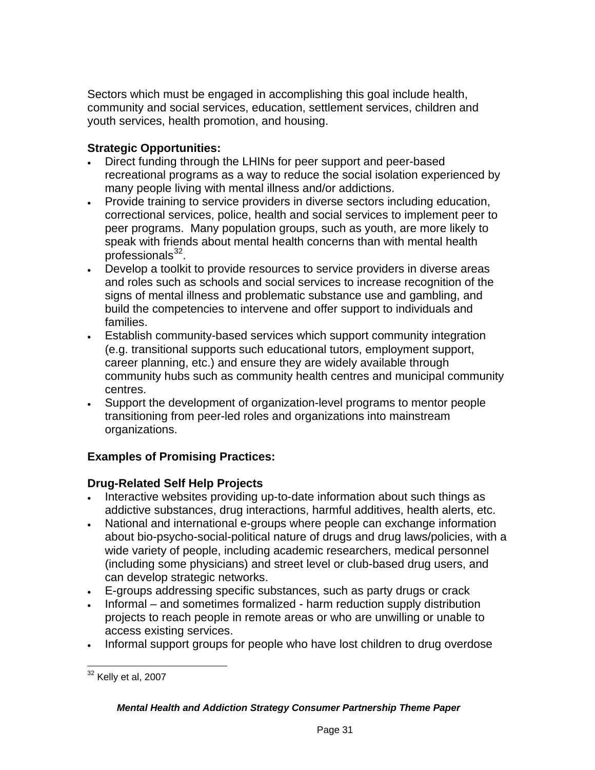Sectors which must be engaged in accomplishing this goal include health, community and social services, education, settlement services, children and youth services, health promotion, and housing.

**Strategic Opportunities:**

- Direct funding through the LHINs for peer support and peer-based recreational programs as a way to reduce the social isolation experienced by many people living with mental illness and/or addictions.
- Provide training to service providers in diverse sectors including education, correctional services, police, health and social services to implement peer to peer programs. Many population groups, such as youth, are more likely to speak with friends about mental health concerns than with mental health professionals[32].
- Develop a toolkit to provide resources to service providers in diverse areas and roles such as schools and social services to increase recognition of the signs of mental illness and problematic substance use and gambling, and build the competencies to intervene and offer support to individuals and families.
- Establish community-based services which support community integration (e.g. transitional supports such educational tutors, employment support, career planning, etc.) and ensure they are widely available through community hubs such as community health centres and municipal community centres.
- Support the development of organization-level programs to mentor people transitioning from peer-led roles and organizations into mainstream organizations.

**Examples of Promising Practices:**

**Drug-Related Self Help Projects**

- Interactive websites providing up-to-date information about such things as addictive substances, drug interactions, harmful additives, health alerts, etc.
- National and international e-groups where people can exchange information about bio-psycho-social-political nature of drugs and drug laws/policies, with a wide variety of people, including academic researchers, medical personnel (including some physicians) and street level or club-based drug users, and can develop strategic networks.
- E-groups addressing specific substances, such as party drugs or crack
- Informal – and sometimes formalized - harm reduction supply distribution projects to reach people in remote areas or who are unwilling or unable to access existing services.
- Informal support groups for people who have lost children to drug overdose

[32] Kelly et al, 2007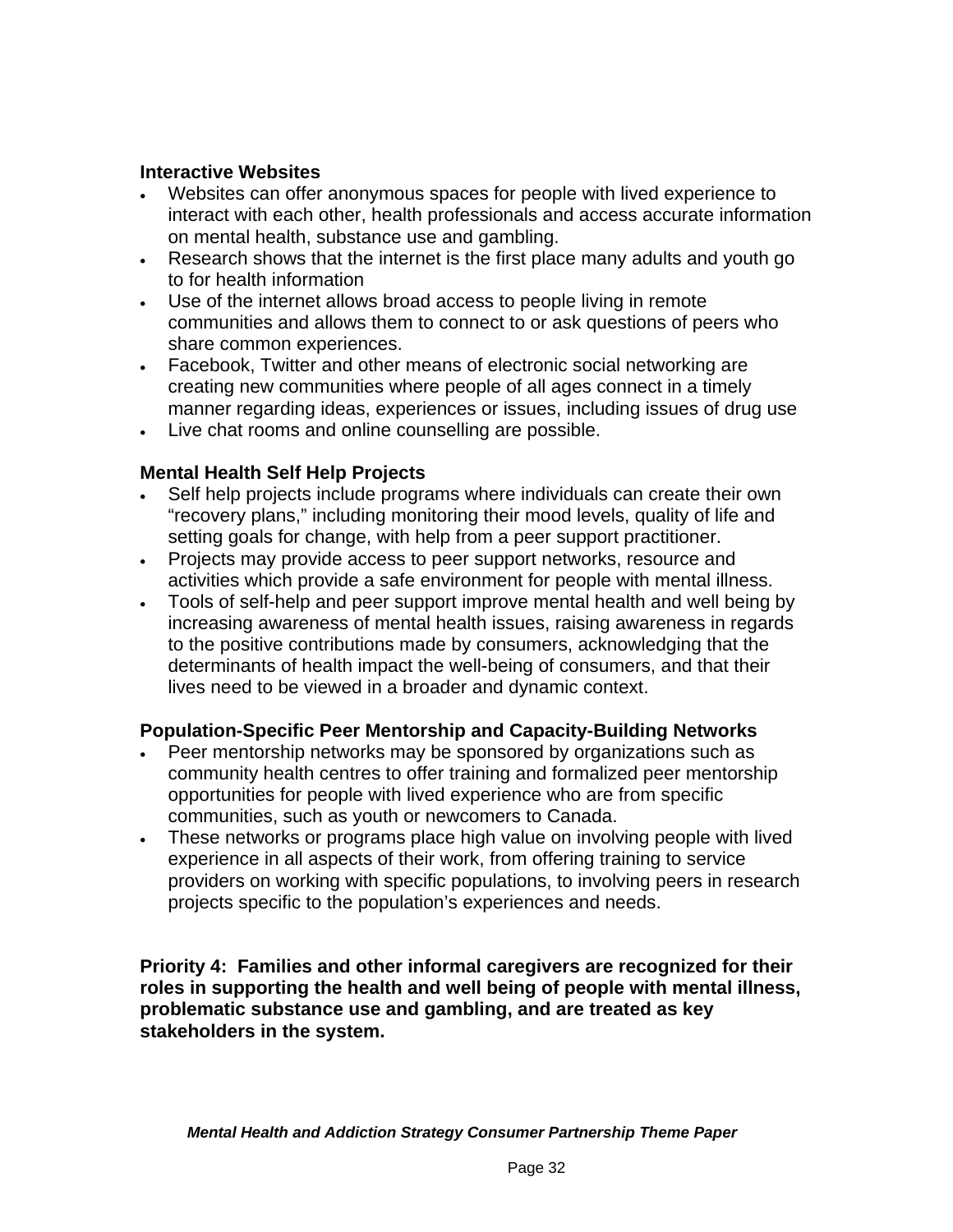### Interactive Websites

- Websites can offer anonymous spaces for people with lived experience to interact with each other, health professionals and access accurate information on mental health, substance use and gambling.
- Research shows that the internet is the first place many adults and youth go to for health information
- Use of the internet allows broad access to people living in remote communities and allows them to connect to or ask questions of peers who share common experiences.
- Facebook, Twitter and other means of electronic social networking are creating new communities where people of all ages connect in a timely manner regarding ideas, experiences or issues, including issues of drug use
- Live chat rooms and online counselling are possible.

### Mental Health Self Help Projects

- Self help projects include programs where individuals can create their own "recovery plans," including monitoring their mood levels, quality of life and setting goals for change, with help from a peer support practitioner.
- Projects may provide access to peer support networks, resource and activities which provide a safe environment for people with mental illness.
- Tools of self-help and peer support improve mental health and well being by increasing awareness of mental health issues, raising awareness in regards to the positive contributions made by consumers, acknowledging that the determinants of health impact the well-being of consumers, and that their lives need to be viewed in a broader and dynamic context.

### Population-Specific Peer Mentorship and Capacity-Building Networks

- Peer mentorship networks may be sponsored by organizations such as community health centres to offer training and formalized peer mentorship opportunities for people with lived experience who are from specific communities, such as youth or newcomers to Canada.
- These networks or programs place high value on involving people with lived experience in all aspects of their work, from offering training to service providers on working with specific populations, to involving peers in research projects specific to the population's experiences and needs.

**Priority 4: Families and other informal caregivers are recognized for their roles in supporting the health and well being of people with mental illness, problematic substance use and gambling, and are treated as key stakeholders in the system.**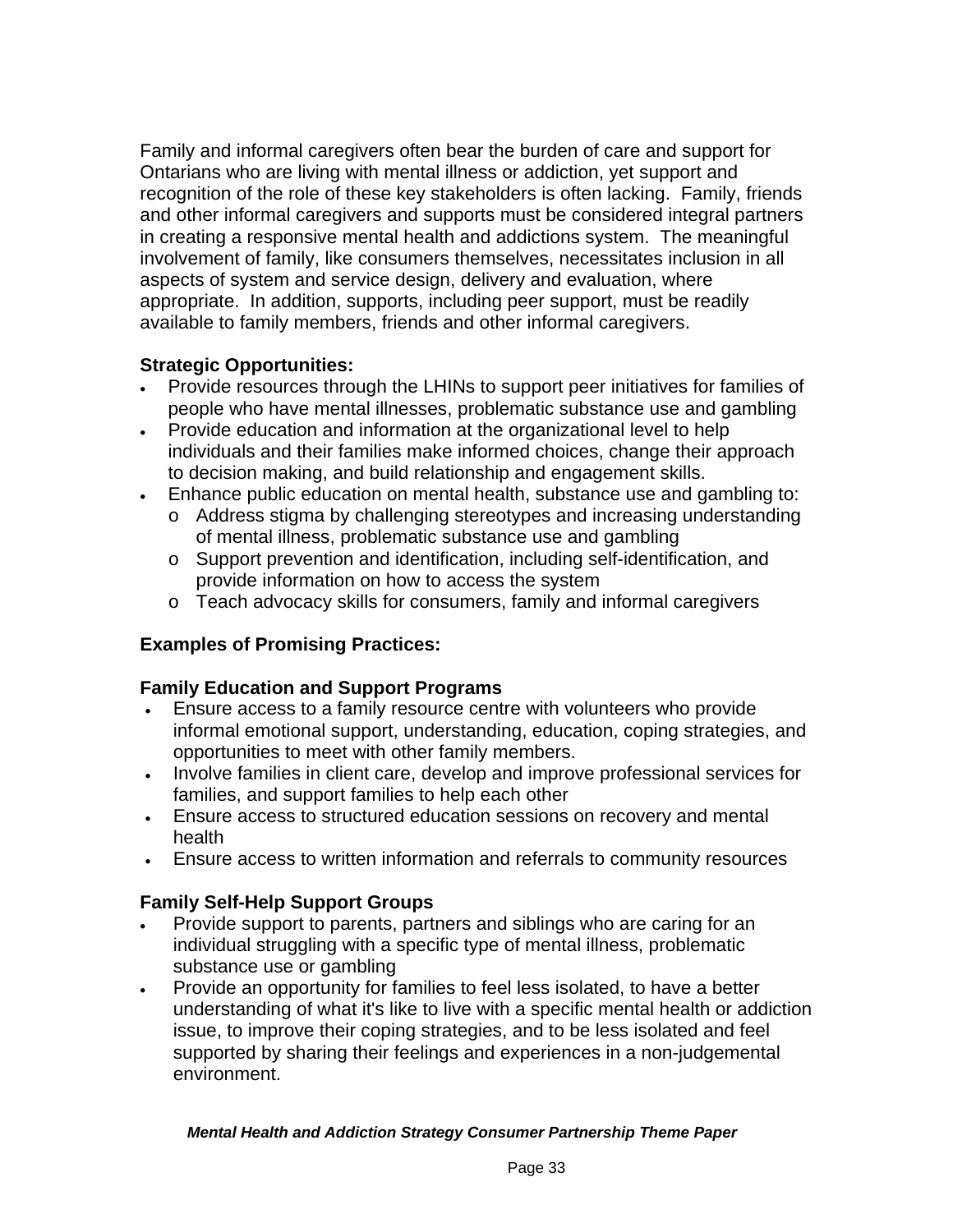Family and informal caregivers often bear the burden of care and support for Ontarians who are living with mental illness or addiction, yet support and recognition of the role of these key stakeholders is often lacking. Family, friends and other informal caregivers and supports must be considered integral partners in creating a responsive mental health and addictions system. The meaningful involvement of family, like consumers themselves, necessitates inclusion in all aspects of system and service design, delivery and evaluation, where appropriate. In addition, supports, including peer support, must be readily available to family members, friends and other informal caregivers.

**Strategic Opportunities:**

- Provide resources through the LHINs to support peer initiatives for families of people who have mental illnesses, problematic substance use and gambling
- Provide education and information at the organizational level to help individuals and their families make informed choices, change their approach to decision making, and build relationship and engagement skills.
- Enhance public education on mental health, substance use and gambling to:
  - Address stigma by challenging stereotypes and increasing understanding of mental illness, problematic substance use and gambling
  - Support prevention and identification, including self-identification, and provide information on how to access the system
  - Teach advocacy skills for consumers, family and informal caregivers

**Examples of Promising Practices:**

**Family Education and Support Programs**

- Ensure access to a family resource centre with volunteers who provide informal emotional support, understanding, education, coping strategies, and opportunities to meet with other family members.
- Involve families in client care, develop and improve professional services for families, and support families to help each other
- Ensure access to structured education sessions on recovery and mental health
- Ensure access to written information and referrals to community resources

**Family Self-Help Support Groups**

- Provide support to parents, partners and siblings who are caring for an individual struggling with a specific type of mental illness, problematic substance use or gambling
- Provide an opportunity for families to feel less isolated, to have a better understanding of what it's like to live with a specific mental health or addiction issue, to improve their coping strategies, and to be less isolated and feel supported by sharing their feelings and experiences in a non-judgemental environment.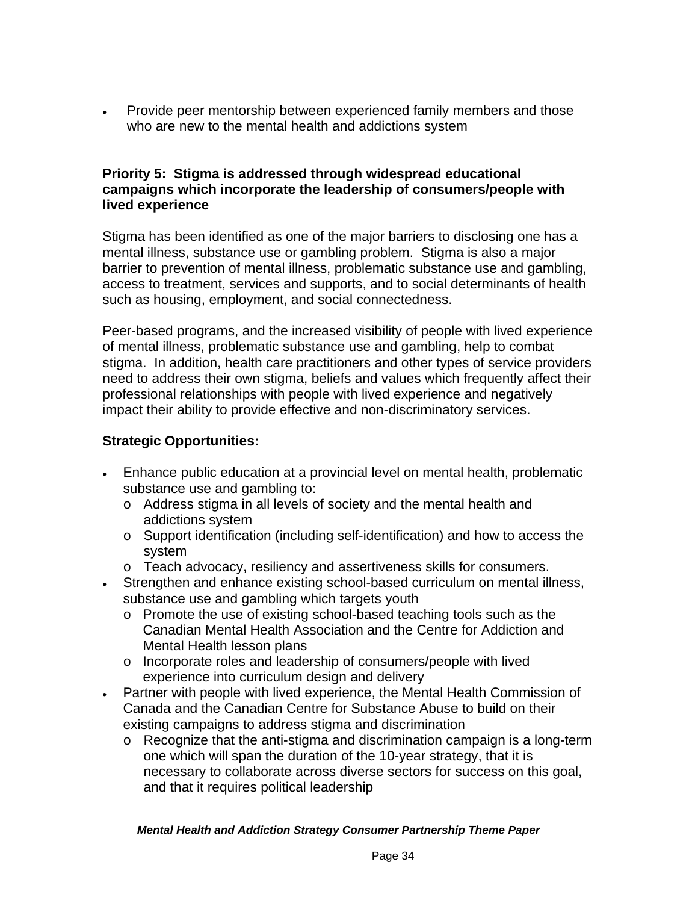- Provide peer mentorship between experienced family members and those who are new to the mental health and addictions system

**Priority 5: Stigma is addressed through widespread educational campaigns which incorporate the leadership of consumers/people with lived experience**

Stigma has been identified as one of the major barriers to disclosing one has a mental illness, substance use or gambling problem. Stigma is also a major barrier to prevention of mental illness, problematic substance use and gambling, access to treatment, services and supports, and to social determinants of health such as housing, employment, and social connectedness.

Peer-based programs, and the increased visibility of people with lived experience of mental illness, problematic substance use and gambling, help to combat stigma. In addition, health care practitioners and other types of service providers need to address their own stigma, beliefs and values which frequently affect their professional relationships with people with lived experience and negatively impact their ability to provide effective and non-discriminatory services.

**Strategic Opportunities:**

- Enhance public education at a provincial level on mental health, problematic substance use and gambling to:
  - Address stigma in all levels of society and the mental health and addictions system
  - Support identification (including self-identification) and how to access the system
  - Teach advocacy, resiliency and assertiveness skills for consumers.
- Strengthen and enhance existing school-based curriculum on mental illness, substance use and gambling which targets youth
  - Promote the use of existing school-based teaching tools such as the Canadian Mental Health Association and the Centre for Addiction and Mental Health lesson plans
  - Incorporate roles and leadership of consumers/people with lived experience into curriculum design and delivery
- Partner with people with lived experience, the Mental Health Commission of Canada and the Canadian Centre for Substance Abuse to build on their existing campaigns to address stigma and discrimination
  - Recognize that the anti-stigma and discrimination campaign is a long-term one which will span the duration of the 10-year strategy, that it is necessary to collaborate across diverse sectors for success on this goal, and that it requires political leadership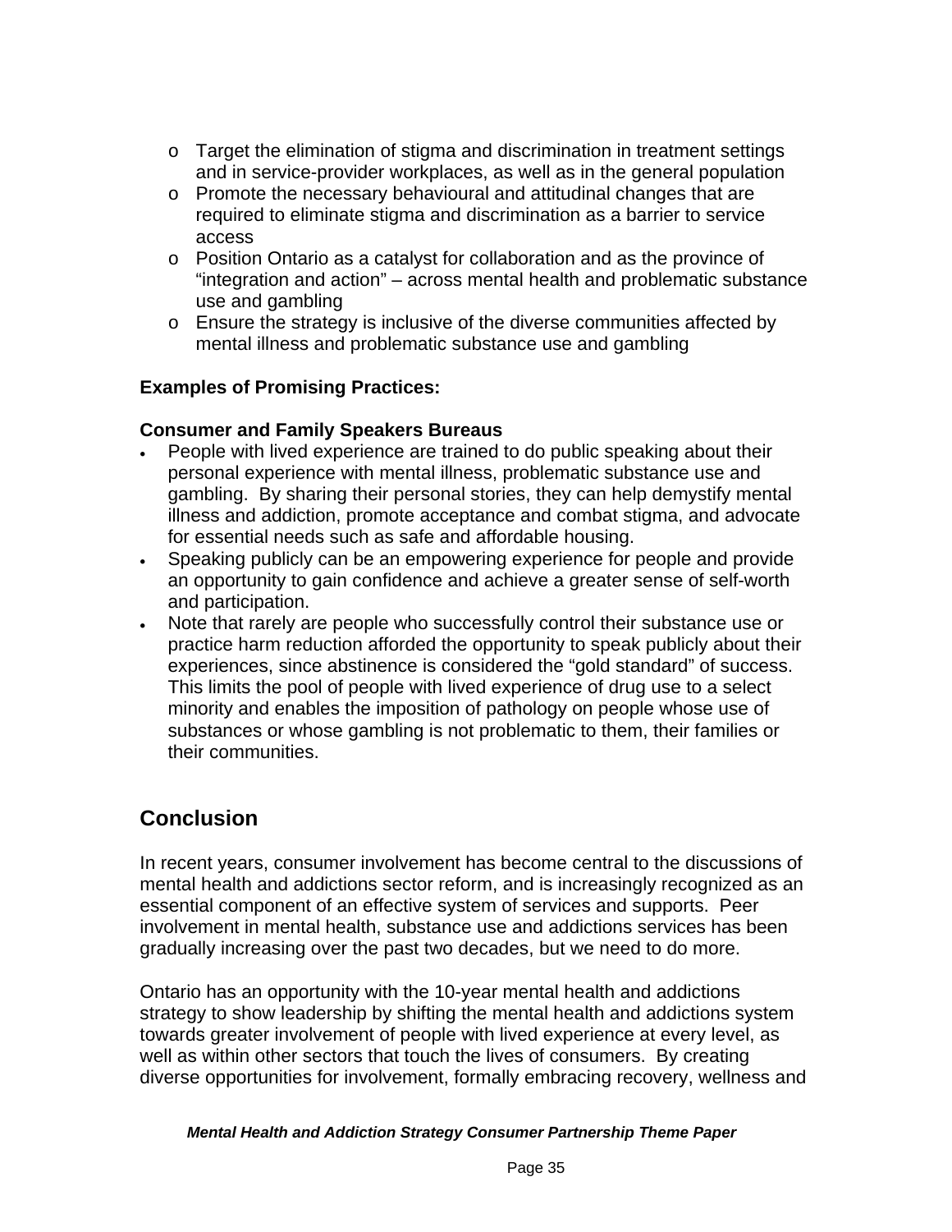- Target the elimination of stigma and discrimination in treatment settings and in service-provider workplaces, as well as in the general population
  - Promote the necessary behavioural and attitudinal changes that are required to eliminate stigma and discrimination as a barrier to service access
  - Position Ontario as a catalyst for collaboration and as the province of "integration and action" – across mental health and problematic substance use and gambling
  - Ensure the strategy is inclusive of the diverse communities affected by mental illness and problematic substance use and gambling

**Examples of Promising Practices:**

**Consumer and Family Speakers Bureaus**

- People with lived experience are trained to do public speaking about their personal experience with mental illness, problematic substance use and gambling. By sharing their personal stories, they can help demystify mental illness and addiction, promote acceptance and combat stigma, and advocate for essential needs such as safe and affordable housing.
- Speaking publicly can be an empowering experience for people and provide an opportunity to gain confidence and achieve a greater sense of self-worth and participation.
- Note that rarely are people who successfully control their substance use or practice harm reduction afforded the opportunity to speak publicly about their experiences, since abstinence is considered the "gold standard" of success. This limits the pool of people with lived experience of drug use to a select minority and enables the imposition of pathology on people whose use of substances or whose gambling is not problematic to them, their families or their communities.

## Conclusion

In recent years, consumer involvement has become central to the discussions of mental health and addictions sector reform, and is increasingly recognized as an essential component of an effective system of services and supports. Peer involvement in mental health, substance use and addictions services has been gradually increasing over the past two decades, but we need to do more.

Ontario has an opportunity with the 10-year mental health and addictions strategy to show leadership by shifting the mental health and addictions system towards greater involvement of people with lived experience at every level, as well as within other sectors that touch the lives of consumers. By creating diverse opportunities for involvement, formally embracing recovery, wellness and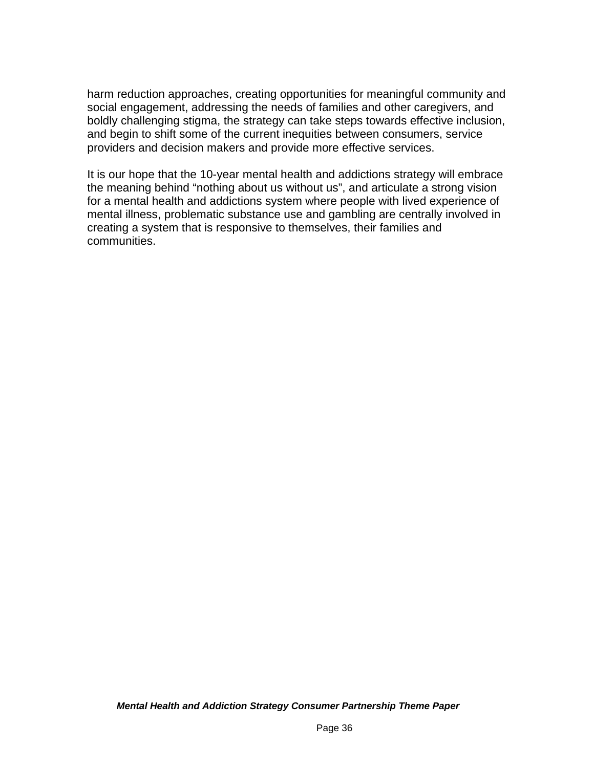harm reduction approaches, creating opportunities for meaningful community and social engagement, addressing the needs of families and other caregivers, and boldly challenging stigma, the strategy can take steps towards effective inclusion, and begin to shift some of the current inequities between consumers, service providers and decision makers and provide more effective services.

It is our hope that the 10-year mental health and addictions strategy will embrace the meaning behind “nothing about us without us”, and articulate a strong vision for a mental health and addictions system where people with lived experience of mental illness, problematic substance use and gambling are centrally involved in creating a system that is responsive to themselves, their families and communities.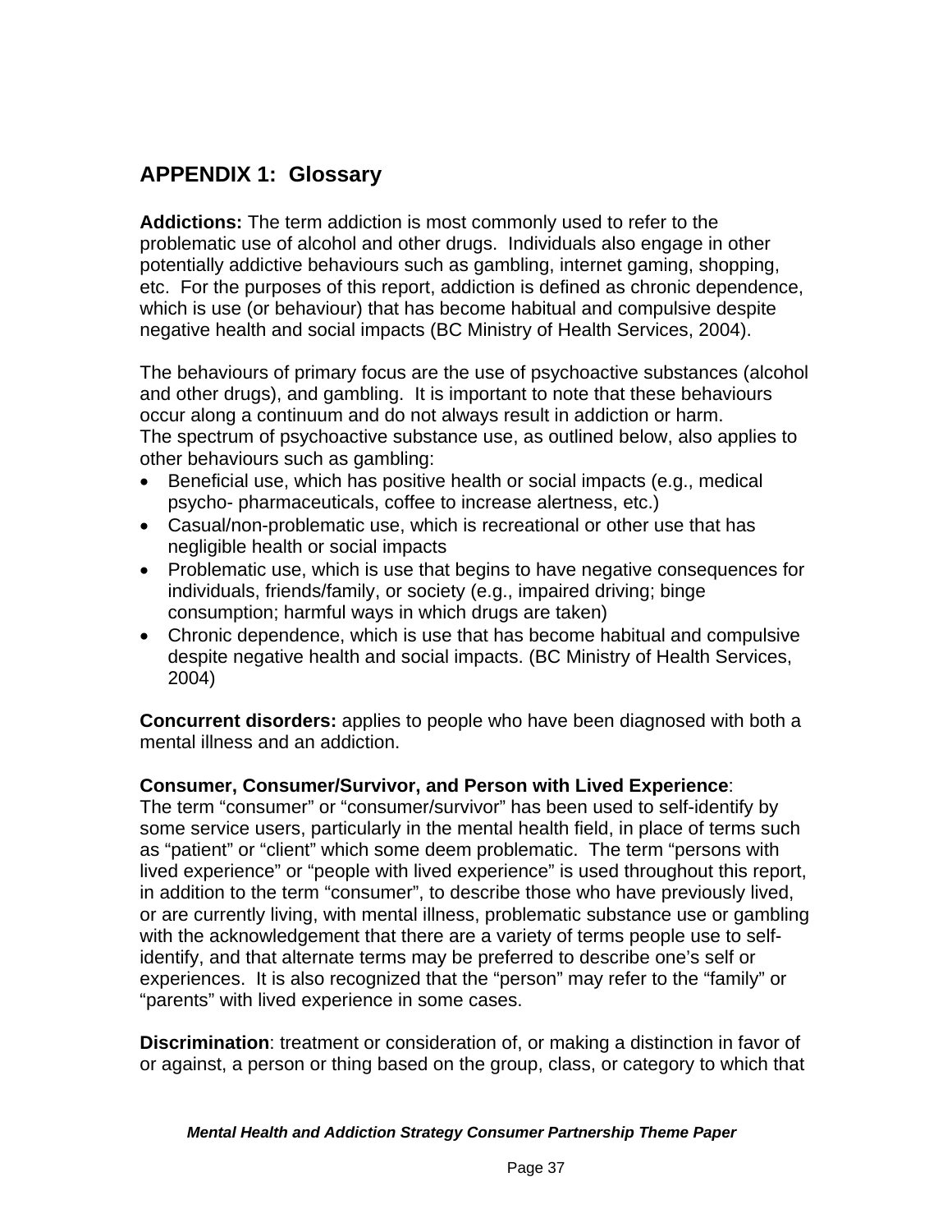## APPENDIX 1: Glossary

**Addictions:** The term addiction is most commonly used to refer to the problematic use of alcohol and other drugs. Individuals also engage in other potentially addictive behaviours such as gambling, internet gaming, shopping, etc. For the purposes of this report, addiction is defined as chronic dependence, which is use (or behaviour) that has become habitual and compulsive despite negative health and social impacts (BC Ministry of Health Services, 2004).

The behaviours of primary focus are the use of psychoactive substances (alcohol and other drugs), and gambling. It is important to note that these behaviours occur along a continuum and do not always result in addiction or harm.
The spectrum of psychoactive substance use, as outlined below, also applies to other behaviours such as gambling:

- Beneficial use, which has positive health or social impacts (e.g., medical psycho- pharmaceuticals, coffee to increase alertness, etc.)
- Casual/non-problematic use, which is recreational or other use that has negligible health or social impacts
- Problematic use, which is use that begins to have negative consequences for individuals, friends/family, or society (e.g., impaired driving; binge consumption; harmful ways in which drugs are taken)
- Chronic dependence, which is use that has become habitual and compulsive despite negative health and social impacts. (BC Ministry of Health Services, 2004)

**Concurrent disorders:** applies to people who have been diagnosed with both a mental illness and an addiction.

**Consumer, Consumer/Survivor, and Person with Lived Experience**:
The term “consumer” or “consumer/survivor” has been used to self-identify by some service users, particularly in the mental health field, in place of terms such as “patient” or “client” which some deem problematic. The term “persons with lived experience” or “people with lived experience” is used throughout this report, in addition to the term “consumer”, to describe those who have previously lived, or are currently living, with mental illness, problematic substance use or gambling with the acknowledgement that there are a variety of terms people use to self-identify, and that alternate terms may be preferred to describe one’s self or experiences. It is also recognized that the “person” may refer to the “family” or “parents” with lived experience in some cases.

**Discrimination**: treatment or consideration of, or making a distinction in favor of or against, a person or thing based on the group, class, or category to which that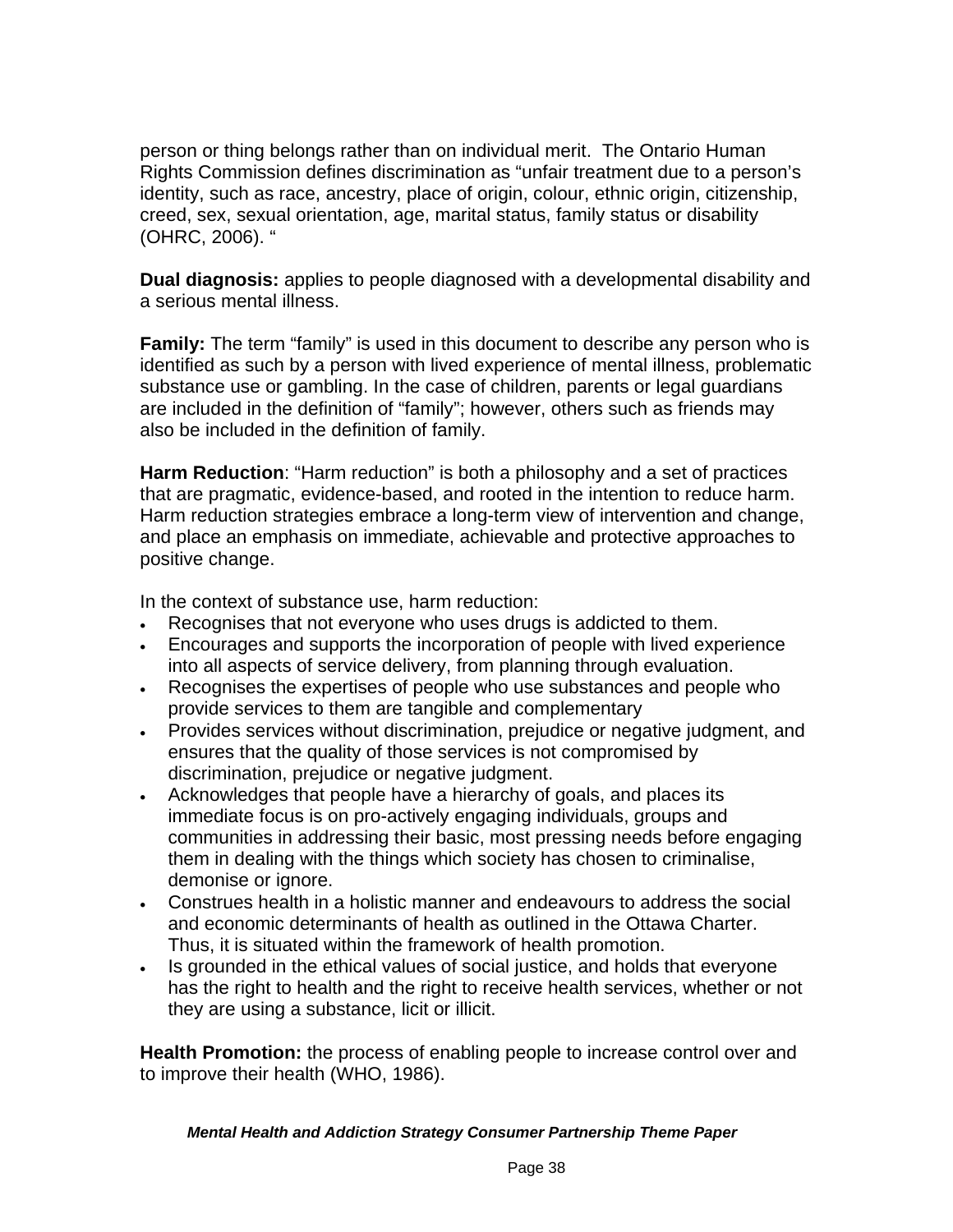person or thing belongs rather than on individual merit.  The Ontario Human Rights Commission defines discrimination as "unfair treatment due to a person's identity, such as race, ancestry, place of origin, colour, ethnic origin, citizenship, creed, sex, sexual orientation, age, marital status, family status or disability (OHRC, 2006). "

**Dual diagnosis:** applies to people diagnosed with a developmental disability and a serious mental illness.

**Family:** The term "family" is used in this document to describe any person who is identified as such by a person with lived experience of mental illness, problematic substance use or gambling. In the case of children, parents or legal guardians are included in the definition of "family"; however, others such as friends may also be included in the definition of family.

**Harm Reduction**: "Harm reduction" is both a philosophy and a set of practices that are pragmatic, evidence-based, and rooted in the intention to reduce harm. Harm reduction strategies embrace a long-term view of intervention and change, and place an emphasis on immediate, achievable and protective approaches to positive change.

In the context of substance use, harm reduction:

- Recognises that not everyone who uses drugs is addicted to them.
- Encourages and supports the incorporation of people with lived experience into all aspects of service delivery, from planning through evaluation.
- Recognises the expertises of people who use substances and people who provide services to them are tangible and complementary
- Provides services without discrimination, prejudice or negative judgment, and ensures that the quality of those services is not compromised by discrimination, prejudice or negative judgment.
- Acknowledges that people have a hierarchy of goals, and places its immediate focus is on pro-actively engaging individuals, groups and communities in addressing their basic, most pressing needs before engaging them in dealing with the things which society has chosen to criminalise, demonise or ignore.
- Construes health in a holistic manner and endeavours to address the social and economic determinants of health as outlined in the Ottawa Charter. Thus, it is situated within the framework of health promotion.
- Is grounded in the ethical values of social justice, and holds that everyone has the right to health and the right to receive health services, whether or not they are using a substance, licit or illicit.

**Health Promotion:** the process of enabling people to increase control over and to improve their health (WHO, 1986).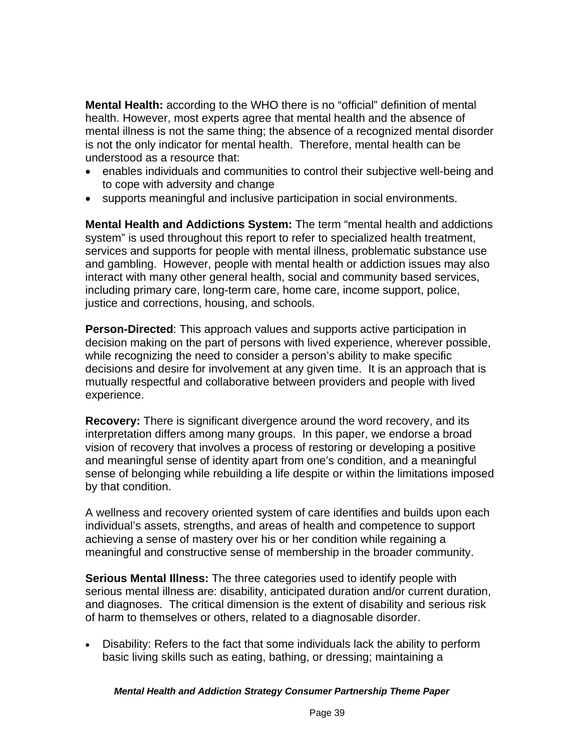**Mental Health:** according to the WHO there is no "official" definition of mental health. However, most experts agree that mental health and the absence of mental illness is not the same thing; the absence of a recognized mental disorder is not the only indicator for mental health. Therefore, mental health can be understood as a resource that:

- enables individuals and communities to control their subjective well-being and to cope with adversity and change
- supports meaningful and inclusive participation in social environments.

**Mental Health and Addictions System:** The term "mental health and addictions system" is used throughout this report to refer to specialized health treatment, services and supports for people with mental illness, problematic substance use and gambling. However, people with mental health or addiction issues may also interact with many other general health, social and community based services, including primary care, long-term care, home care, income support, police, justice and corrections, housing, and schools.

**Person-Directed**: This approach values and supports active participation in decision making on the part of persons with lived experience, wherever possible, while recognizing the need to consider a person's ability to make specific decisions and desire for involvement at any given time. It is an approach that is mutually respectful and collaborative between providers and people with lived experience.

**Recovery:** There is significant divergence around the word recovery, and its interpretation differs among many groups. In this paper, we endorse a broad vision of recovery that involves a process of restoring or developing a positive and meaningful sense of identity apart from one's condition, and a meaningful sense of belonging while rebuilding a life despite or within the limitations imposed by that condition.

A wellness and recovery oriented system of care identifies and builds upon each individual's assets, strengths, and areas of health and competence to support achieving a sense of mastery over his or her condition while regaining a meaningful and constructive sense of membership in the broader community.

**Serious Mental Illness:** The three categories used to identify people with serious mental illness are: disability, anticipated duration and/or current duration, and diagnoses. The critical dimension is the extent of disability and serious risk of harm to themselves or others, related to a diagnosable disorder.

- Disability: Refers to the fact that some individuals lack the ability to perform basic living skills such as eating, bathing, or dressing; maintaining a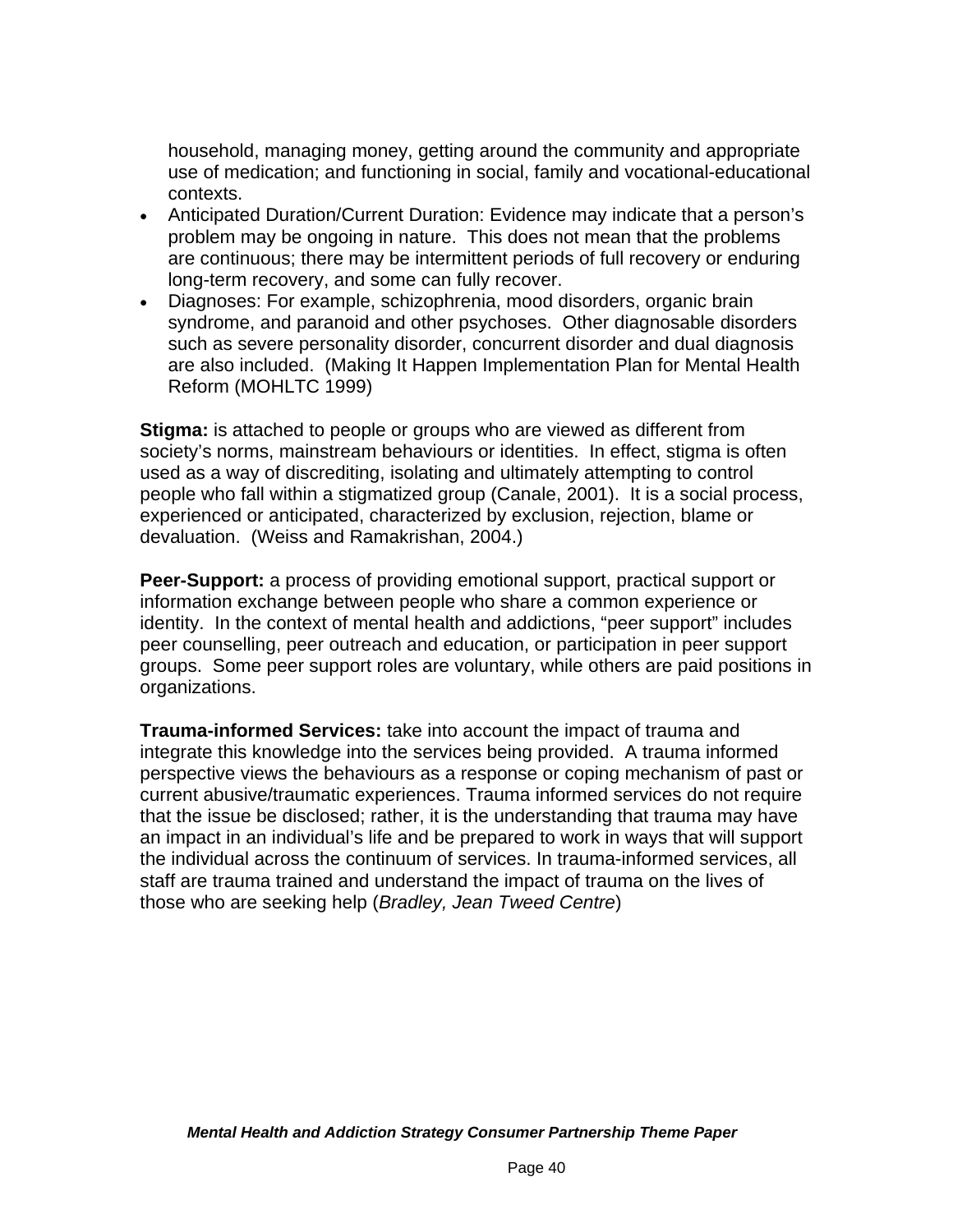household, managing money, getting around the community and appropriate use of medication; and functioning in social, family and vocational-educational contexts.

- Anticipated Duration/Current Duration: Evidence may indicate that a person's problem may be ongoing in nature. This does not mean that the problems are continuous; there may be intermittent periods of full recovery or enduring long-term recovery, and some can fully recover.
- Diagnoses: For example, schizophrenia, mood disorders, organic brain syndrome, and paranoid and other psychoses. Other diagnosable disorders such as severe personality disorder, concurrent disorder and dual diagnosis are also included. (Making It Happen Implementation Plan for Mental Health Reform (MOHLTC 1999)

**Stigma:** is attached to people or groups who are viewed as different from society's norms, mainstream behaviours or identities. In effect, stigma is often used as a way of discrediting, isolating and ultimately attempting to control people who fall within a stigmatized group (Canale, 2001). It is a social process, experienced or anticipated, characterized by exclusion, rejection, blame or devaluation. (Weiss and Ramakrishan, 2004.)

**Peer-Support:** a process of providing emotional support, practical support or information exchange between people who share a common experience or identity. In the context of mental health and addictions, "peer support" includes peer counselling, peer outreach and education, or participation in peer support groups. Some peer support roles are voluntary, while others are paid positions in organizations.

**Trauma-informed Services:** take into account the impact of trauma and integrate this knowledge into the services being provided. A trauma informed perspective views the behaviours as a response or coping mechanism of past or current abusive/traumatic experiences. Trauma informed services do not require that the issue be disclosed; rather, it is the understanding that trauma may have an impact in an individual's life and be prepared to work in ways that will support the individual across the continuum of services. In trauma-informed services, all staff are trauma trained and understand the impact of trauma on the lives of those who are seeking help (*Bradley, Jean Tweed Centre*)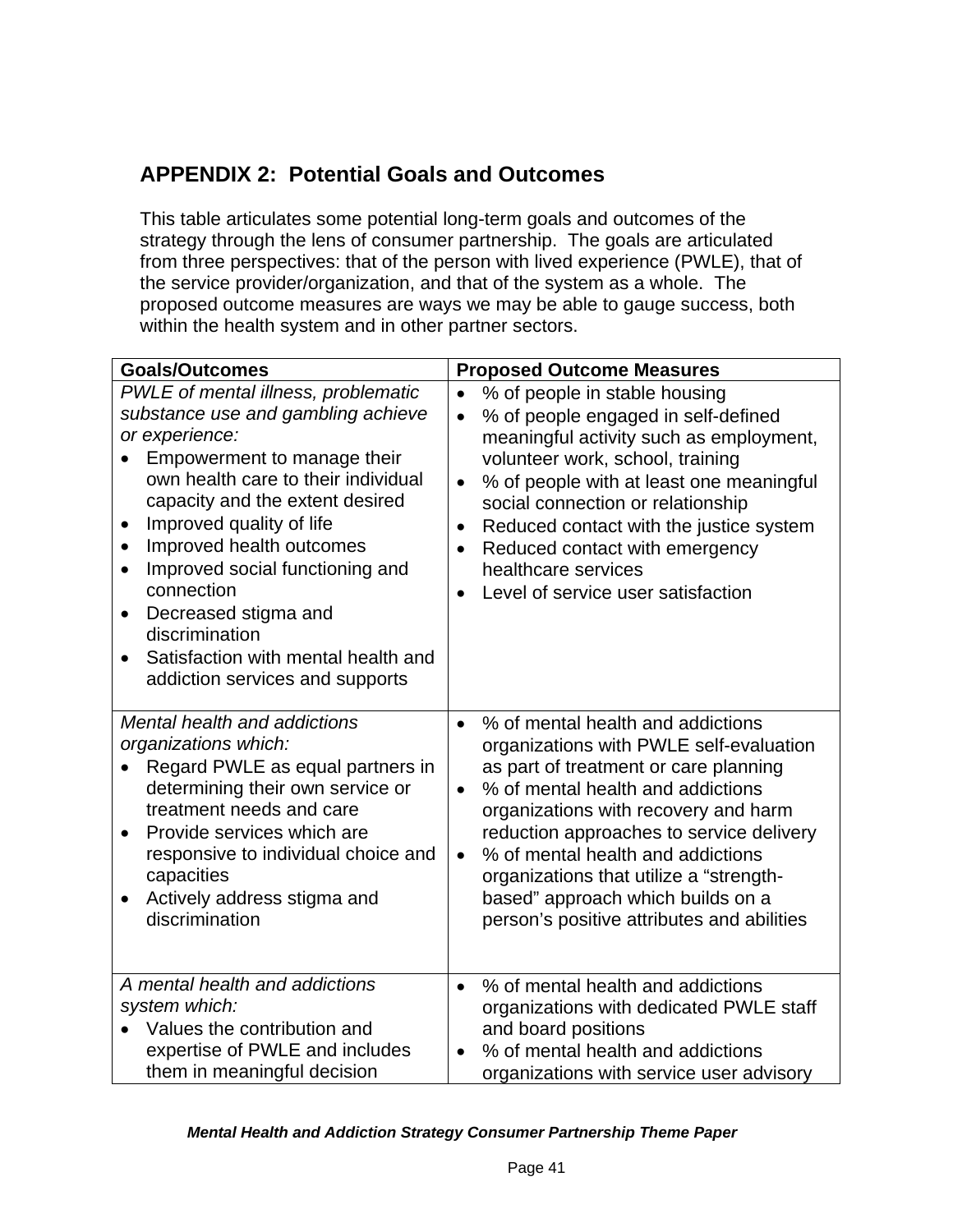## APPENDIX 2: Potential Goals and Outcomes

This table articulates some potential long-term goals and outcomes of the strategy through the lens of consumer partnership. The goals are articulated from three perspectives: that of the person with lived experience (PWLE), that of the service provider/organization, and that of the system as a whole. The proposed outcome measures are ways we may be able to gauge success, both within the health system and in other partner sectors.

| Goals/Outcomes | Proposed Outcome Measures |
|---|---|
| *PWLE of mental illness, problematic substance use and gambling achieve or experience:*<br>• Empowerment to manage their own health care to their individual capacity and the extent desired<br>• Improved quality of life<br>• Improved health outcomes<br>• Improved social functioning and connection<br>• Decreased stigma and discrimination<br>• Satisfaction with mental health and addiction services and supports | • % of people in stable housing<br>• % of people engaged in self-defined meaningful activity such as employment, volunteer work, school, training<br>• % of people with at least one meaningful social connection or relationship<br>• Reduced contact with the justice system<br>• Reduced contact with emergency healthcare services<br>• Level of service user satisfaction |
| *Mental health and addictions organizations which:*<br>• Regard PWLE as equal partners in determining their own service or treatment needs and care<br>• Provide services which are responsive to individual choice and capacities<br>• Actively address stigma and discrimination | • % of mental health and addictions organizations with PWLE self-evaluation as part of treatment or care planning<br>• % of mental health and addictions organizations with recovery and harm reduction approaches to service delivery<br>• % of mental health and addictions organizations that utilize a "strength-based" approach which builds on a person's positive attributes and abilities |
| *A mental health and addictions system which:*<br>• Values the contribution and expertise of PWLE and includes them in meaningful decision | • % of mental health and addictions organizations with dedicated PWLE staff and board positions<br>• % of mental health and addictions organizations with service user advisory |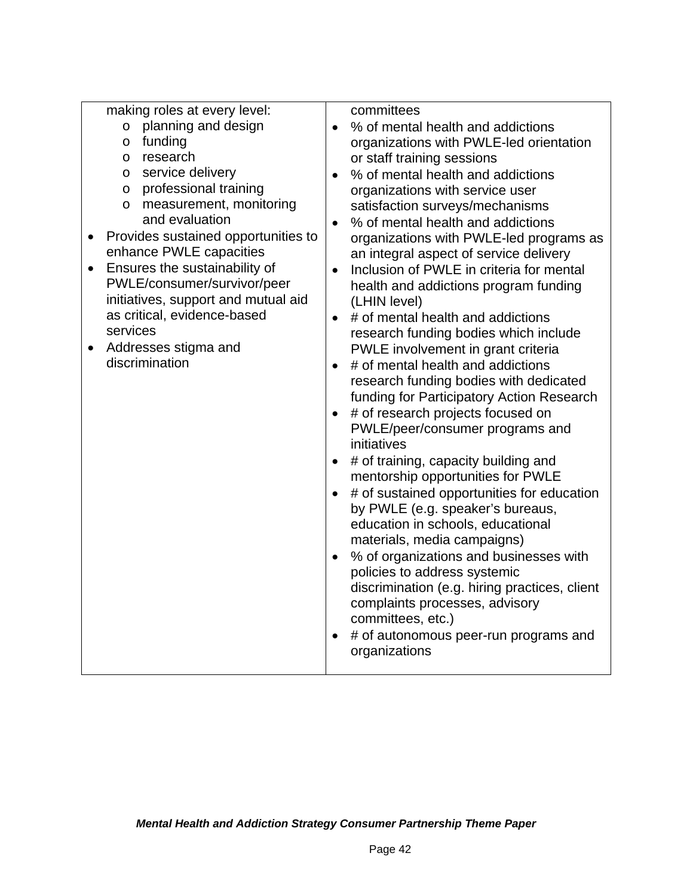| | |
|---|---|
| making roles at every level:<br>o planning and design<br>o funding<br>o research<br>o service delivery<br>o professional training<br>o measurement, monitoring and evaluation<br>• Provides sustained opportunities to enhance PWLE capacities<br>• Ensures the sustainability of PWLE/consumer/survivor/peer initiatives, support and mutual aid as critical, evidence-based services<br>• Addresses stigma and discrimination | committees<br>• % of mental health and addictions organizations with PWLE-led orientation or staff training sessions<br>• % of mental health and addictions organizations with service user satisfaction surveys/mechanisms<br>• % of mental health and addictions organizations with PWLE-led programs as an integral aspect of service delivery<br>• Inclusion of PWLE in criteria for mental health and addictions program funding (LHIN level)<br>• # of mental health and addictions research funding bodies which include PWLE involvement in grant criteria<br>• # of mental health and addictions research funding bodies with dedicated funding for Participatory Action Research<br>• # of research projects focused on PWLE/peer/consumer programs and initiatives<br>• # of training, capacity building and mentorship opportunities for PWLE<br>• # of sustained opportunities for education by PWLE (e.g. speaker's bureaus, education in schools, educational materials, media campaigns)<br>• % of organizations and businesses with policies to address systemic discrimination (e.g. hiring practices, client complaints processes, advisory committees, etc.)<br>• # of autonomous peer-run programs and organizations |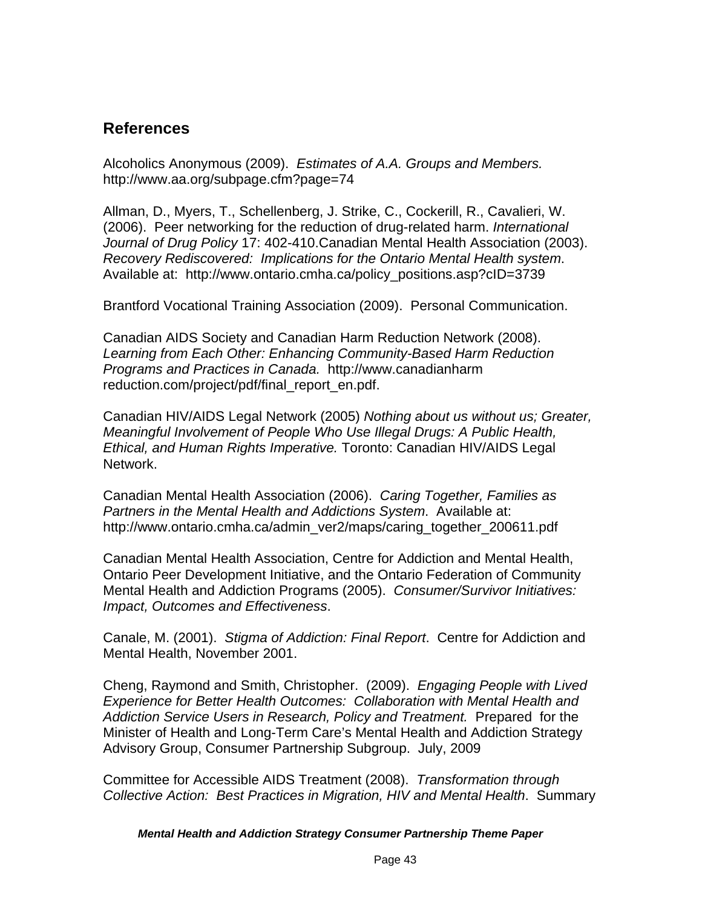## References

Alcoholics Anonymous (2009). *Estimates of A.A. Groups and Members.* http://www.aa.org/subpage.cfm?page=74

Allman, D., Myers, T., Schellenberg, J. Strike, C., Cockerill, R., Cavalieri, W. (2006). Peer networking for the reduction of drug-related harm. *International Journal of Drug Policy* 17: 402-410.Canadian Mental Health Association (2003). *Recovery Rediscovered: Implications for the Ontario Mental Health system*. Available at: http://www.ontario.cmha.ca/policy_positions.asp?cID=3739

Brantford Vocational Training Association (2009). Personal Communication.

Canadian AIDS Society and Canadian Harm Reduction Network (2008). *Learning from Each Other: Enhancing Community-Based Harm Reduction Programs and Practices in Canada.* http://www.canadianharm reduction.com/project/pdf/final_report_en.pdf.

Canadian HIV/AIDS Legal Network (2005) *Nothing about us without us; Greater, Meaningful Involvement of People Who Use Illegal Drugs: A Public Health, Ethical, and Human Rights Imperative.* Toronto: Canadian HIV/AIDS Legal Network.

Canadian Mental Health Association (2006). *Caring Together, Families as Partners in the Mental Health and Addictions System*. Available at: http://www.ontario.cmha.ca/admin_ver2/maps/caring_together_200611.pdf

Canadian Mental Health Association, Centre for Addiction and Mental Health, Ontario Peer Development Initiative, and the Ontario Federation of Community Mental Health and Addiction Programs (2005). *Consumer/Survivor Initiatives: Impact, Outcomes and Effectiveness*.

Canale, M. (2001). *Stigma of Addiction: Final Report*. Centre for Addiction and Mental Health, November 2001.

Cheng, Raymond and Smith, Christopher. (2009). *Engaging People with Lived Experience for Better Health Outcomes: Collaboration with Mental Health and Addiction Service Users in Research, Policy and Treatment.* Prepared for the Minister of Health and Long-Term Care's Mental Health and Addiction Strategy Advisory Group, Consumer Partnership Subgroup. July, 2009

Committee for Accessible AIDS Treatment (2008). *Transformation through Collective Action: Best Practices in Migration, HIV and Mental Health*. Summary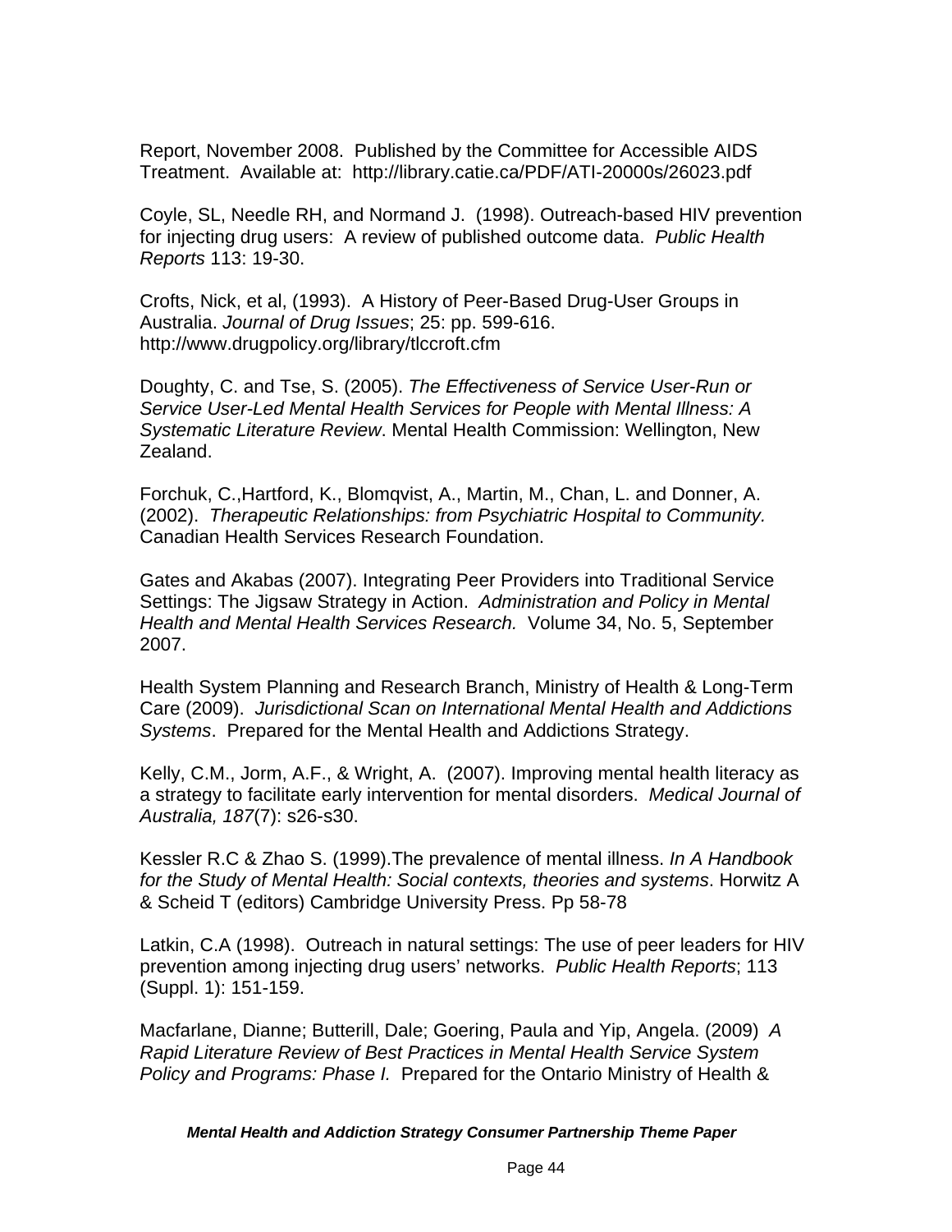Report, November 2008. Published by the Committee for Accessible AIDS Treatment. Available at: http://library.catie.ca/PDF/ATI-20000s/26023.pdf

Coyle, SL, Needle RH, and Normand J. (1998). Outreach-based HIV prevention for injecting drug users: A review of published outcome data. *Public Health Reports* 113: 19-30.

Crofts, Nick, et al, (1993). A History of Peer-Based Drug-User Groups in Australia. *Journal of Drug Issues*; 25: pp. 599-616. http://www.drugpolicy.org/library/tlccroft.cfm

Doughty, C. and Tse, S. (2005). *The Effectiveness of Service User-Run or Service User-Led Mental Health Services for People with Mental Illness: A Systematic Literature Review*. Mental Health Commission: Wellington, New Zealand.

Forchuk, C.,Hartford, K., Blomqvist, A., Martin, M., Chan, L. and Donner, A. (2002). *Therapeutic Relationships: from Psychiatric Hospital to Community.* Canadian Health Services Research Foundation.

Gates and Akabas (2007). Integrating Peer Providers into Traditional Service Settings: The Jigsaw Strategy in Action. *Administration and Policy in Mental Health and Mental Health Services Research.* Volume 34, No. 5, September 2007.

Health System Planning and Research Branch, Ministry of Health & Long-Term Care (2009). *Jurisdictional Scan on International Mental Health and Addictions Systems*. Prepared for the Mental Health and Addictions Strategy.

Kelly, C.M., Jorm, A.F., & Wright, A. (2007). Improving mental health literacy as a strategy to facilitate early intervention for mental disorders. *Medical Journal of Australia, 187*(7): s26-s30.

Kessler R.C & Zhao S. (1999).The prevalence of mental illness. *In A Handbook for the Study of Mental Health: Social contexts, theories and systems*. Horwitz A & Scheid T (editors) Cambridge University Press. Pp 58-78

Latkin, C.A (1998). Outreach in natural settings: The use of peer leaders for HIV prevention among injecting drug users' networks. *Public Health Reports*; 113 (Suppl. 1): 151-159.

Macfarlane, Dianne; Butterill, Dale; Goering, Paula and Yip, Angela. (2009) *A Rapid Literature Review of Best Practices in Mental Health Service System Policy and Programs: Phase I.* Prepared for the Ontario Ministry of Health &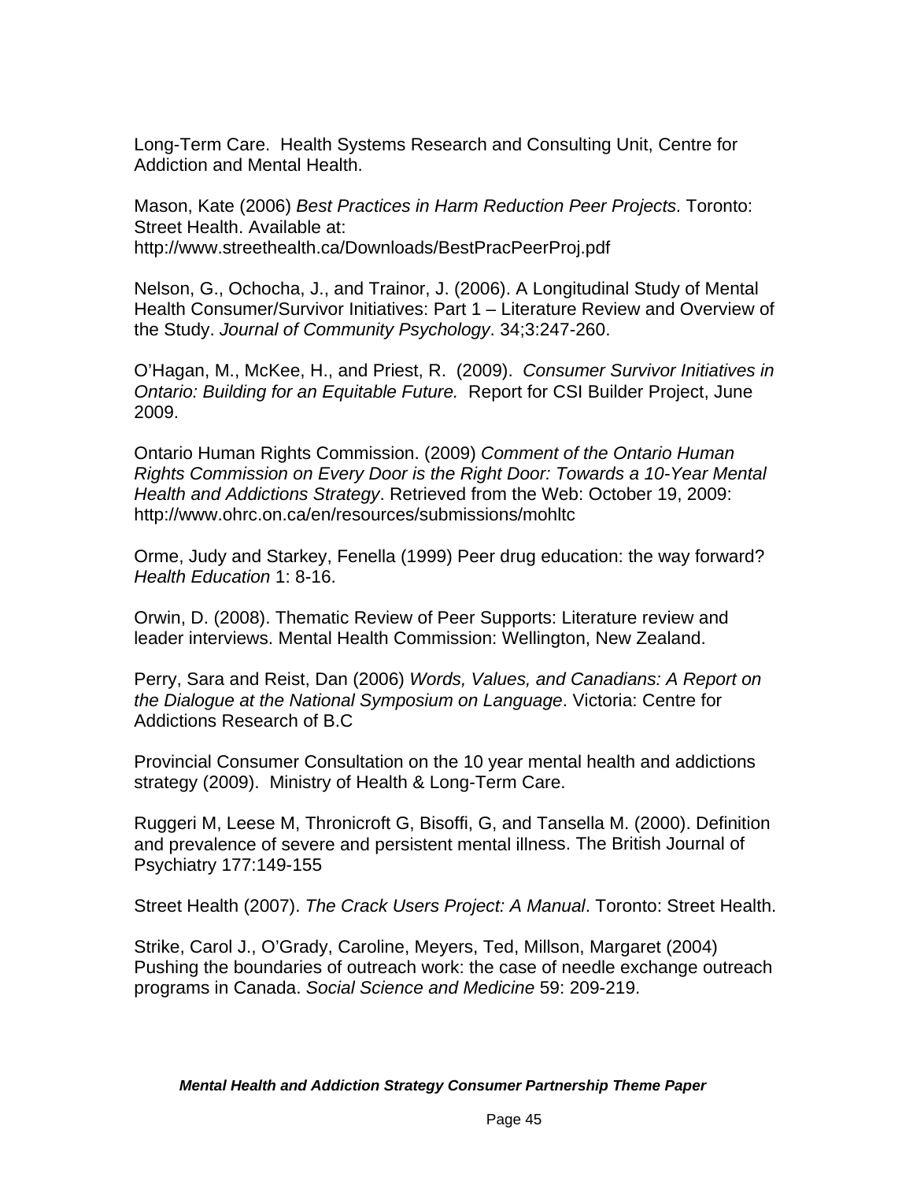Long-Term Care. Health Systems Research and Consulting Unit, Centre for Addiction and Mental Health.

Mason, Kate (2006) *Best Practices in Harm Reduction Peer Projects*. Toronto: Street Health. Available at: http://www.streethealth.ca/Downloads/BestPracPeerProj.pdf

Nelson, G., Ochocha, J., and Trainor, J. (2006). A Longitudinal Study of Mental Health Consumer/Survivor Initiatives: Part 1 – Literature Review and Overview of the Study. *Journal of Community Psychology*. 34;3:247-260.

O'Hagan, M., McKee, H., and Priest, R. (2009). *Consumer Survivor Initiatives in Ontario: Building for an Equitable Future.* Report for CSI Builder Project, June 2009.

Ontario Human Rights Commission. (2009) *Comment of the Ontario Human Rights Commission on Every Door is the Right Door: Towards a 10-Year Mental Health and Addictions Strategy*. Retrieved from the Web: October 19, 2009: http://www.ohrc.on.ca/en/resources/submissions/mohltc

Orme, Judy and Starkey, Fenella (1999) Peer drug education: the way forward? *Health Education* 1: 8-16.

Orwin, D. (2008). Thematic Review of Peer Supports: Literature review and leader interviews. Mental Health Commission: Wellington, New Zealand.

Perry, Sara and Reist, Dan (2006) *Words, Values, and Canadians: A Report on the Dialogue at the National Symposium on Language*. Victoria: Centre for Addictions Research of B.C

Provincial Consumer Consultation on the 10 year mental health and addictions strategy (2009). Ministry of Health & Long-Term Care.

Ruggeri M, Leese M, Thronicroft G, Bisoffi, G, and Tansella M. (2000). Definition and prevalence of severe and persistent mental illness. The British Journal of Psychiatry 177:149-155

Street Health (2007). *The Crack Users Project: A Manual*. Toronto: Street Health.

Strike, Carol J., O'Grady, Caroline, Meyers, Ted, Millson, Margaret (2004) Pushing the boundaries of outreach work: the case of needle exchange outreach programs in Canada. *Social Science and Medicine* 59: 209-219.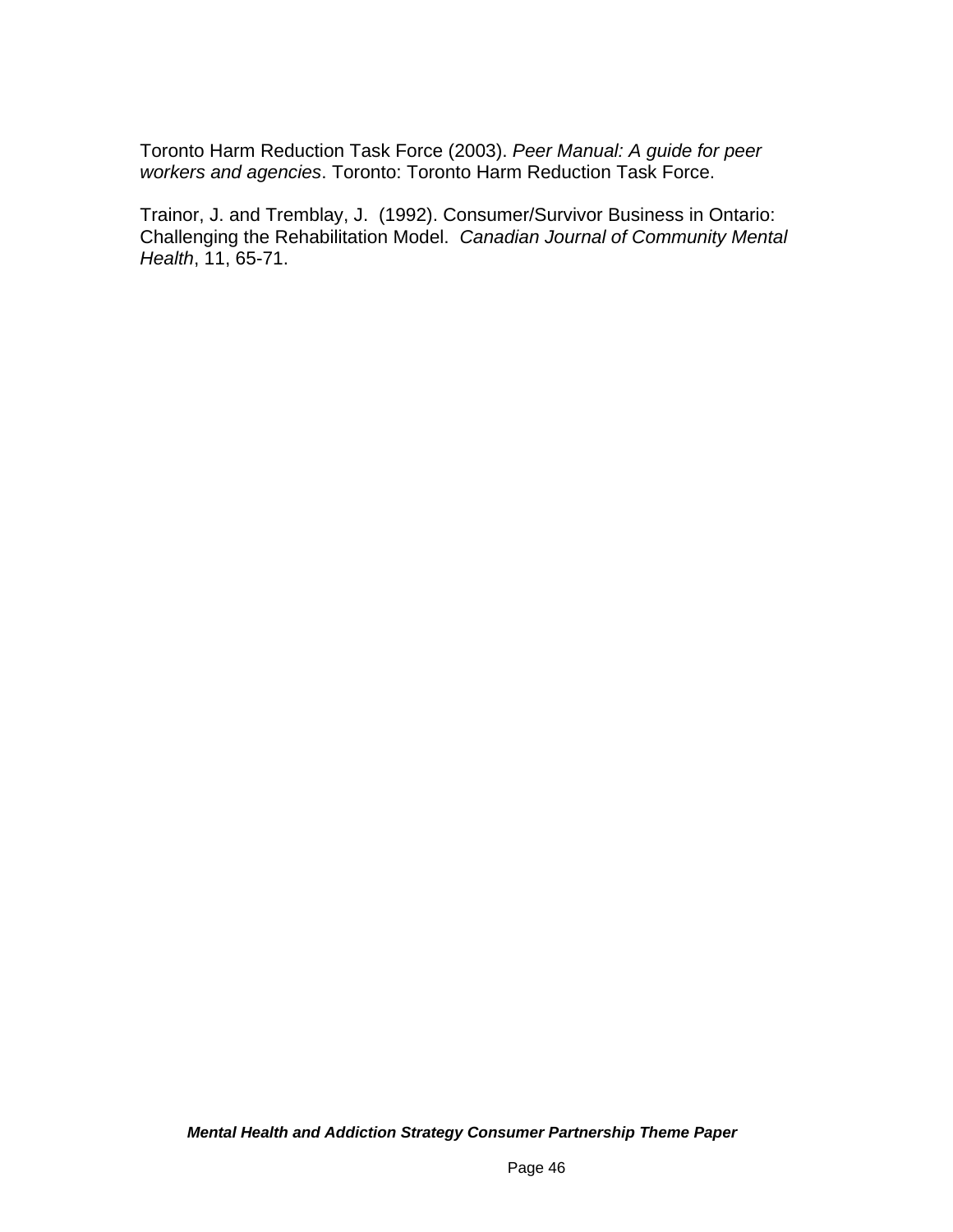Toronto Harm Reduction Task Force (2003). *Peer Manual: A guide for peer workers and agencies*. Toronto: Toronto Harm Reduction Task Force.

Trainor, J. and Tremblay, J. (1992). Consumer/Survivor Business in Ontario: Challenging the Rehabilitation Model. *Canadian Journal of Community Mental Health*, 11, 65-71.